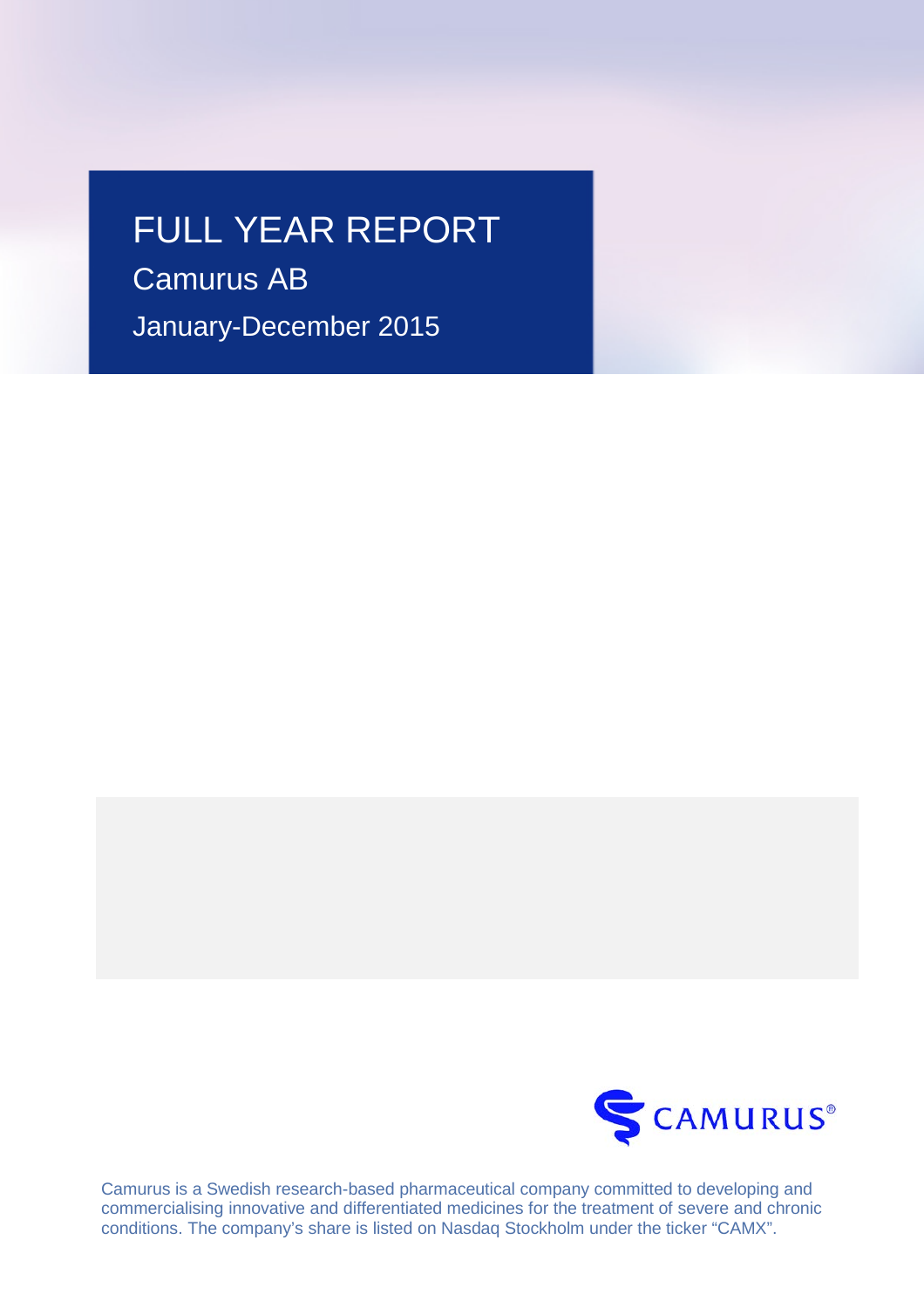# FULL YEAR REPORT

## Camurus AB

## January-December 2015

CAMURUS®

Camurus is a Swedish research-based pharmaceutical company committed to developing and commercialising innovative and differentiated medicines for the treatment of severe and chronic conditions. The company's share is listed on Nasdaq Stockholm under the ticker "CAMX".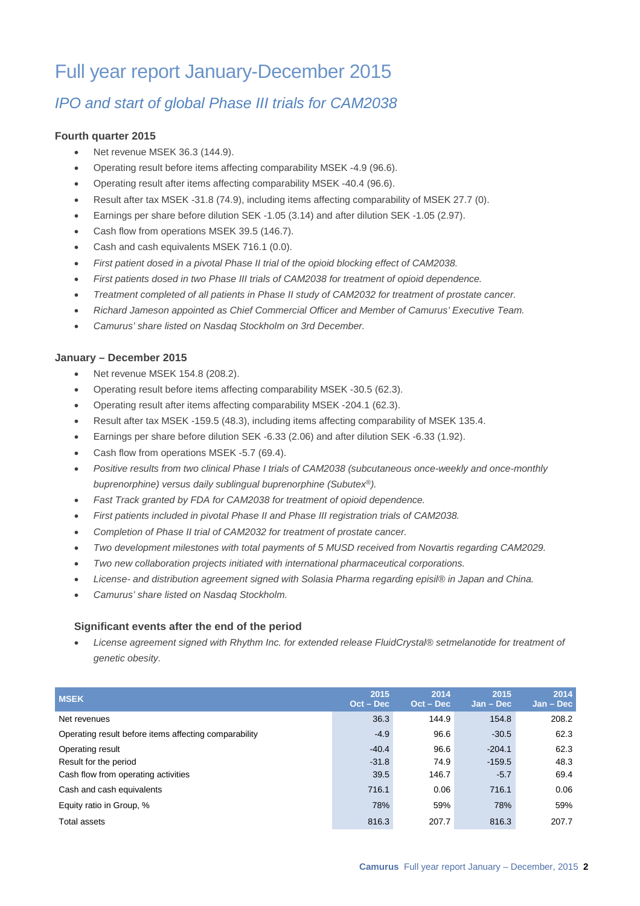# Full year report January-December 2015

## *IPO and start of global Phase III trials for CAM2038*

### Fourth quarter 2015

- Net revenue MSEK 36.3 (144.9).
- Operating result before items affecting comparability MSEK -4.9 (96.6).
- Operating result after items affecting comparability MSEK -40.4 (96.6).
- Result after tax MSEK -31.8 (74.9), including items affecting comparability of MSEK 27.7 (0).
- Earnings per share before dilution SEK -1.05 (3.14) and after dilution SEK -1.05 (2.97).
- Cash flow from operations MSEK 39.5 (146.7).
- Cash and cash equivalents MSEK 716.1 (0.0).
- *First patient dosed in a pivotal Phase II trial of the opioid blocking effect of CAM2038.*
- *First patients dosed in two Phase III trials of CAM2038 for treatment of opioid dependence.*
- *Treatment completed of all patients in Phase II study of CAM2032 for treatment of prostate cancer.*
- *Richard Jameson appointed as Chief Commercial Officer and Member of Camurus' Executive Team.*
- *Camurus' share listed on Nasdaq Stockholm on 3rd December.*

### January – December 2015

- Net revenue MSEK 154.8 (208.2).
- Operating result before items affecting comparability MSEK -30.5 (62.3).
- Operating result after items affecting comparability MSEK -204.1 (62.3).
- Result after tax MSEK -159.5 (48.3), including items affecting comparability of MSEK 135.4.
- Earnings per share before dilution SEK -6.33 (2.06) and after dilution SEK -6.33 (1.92).
- Cash flow from operations MSEK -5.7 (69.4).
- *Positive results from two clinical Phase I trials of CAM2038 (subcutaneous once-weekly and once-monthly buprenorphine) versus daily sublingual buprenorphine (Subutex®).*
- *Fast Track granted by FDA for CAM2038 for treatment of opioid dependence.*
- *First patients included in pivotal Phase II and Phase III registration trials of CAM2038.*
- *Completion of Phase II trial of CAM2032 for treatment of prostate cancer.*
- *Two development milestones with total payments of 5 MUSD received from Novartis regarding CAM2029.*
- *Two new collaboration projects initiated with international pharmaceutical corporations.*
- *License- and distribution agreement signed with Solasia Pharma regarding episil® in Japan and China.*
- *Camurus' share listed on Nasdaq Stockholm.*

### Significant events after the end of the period

- *License agreement signed with Rhythm Inc. for extended release FluidCrystal® setmelanotide for treatment of genetic obesity.*

| MSEK | 2015 Oct – Dec | 2014 Oct – Dec | 2015 Jan – Dec | 2014 Jan – Dec |
|---|---|---|---|---|
| Net revenues | 36.3 | 144.9 | 154.8 | 208.2 |
| Operating result before items affecting comparability | -4.9 | 96.6 | -30.5 | 62.3 |
| Operating result | -40.4 | 96.6 | -204.1 | 62.3 |
| Result for the period | -31.8 | 74.9 | -159.5 | 48.3 |
| Cash flow from operating activities | 39.5 | 146.7 | -5.7 | 69.4 |
| Cash and cash equivalents | 716.1 | 0.06 | 716.1 | 0.06 |
| Equity ratio in Group, % | 78% | 59% | 78% | 59% |
| Total assets | 816.3 | 207.7 | 816.3 | 207.7 |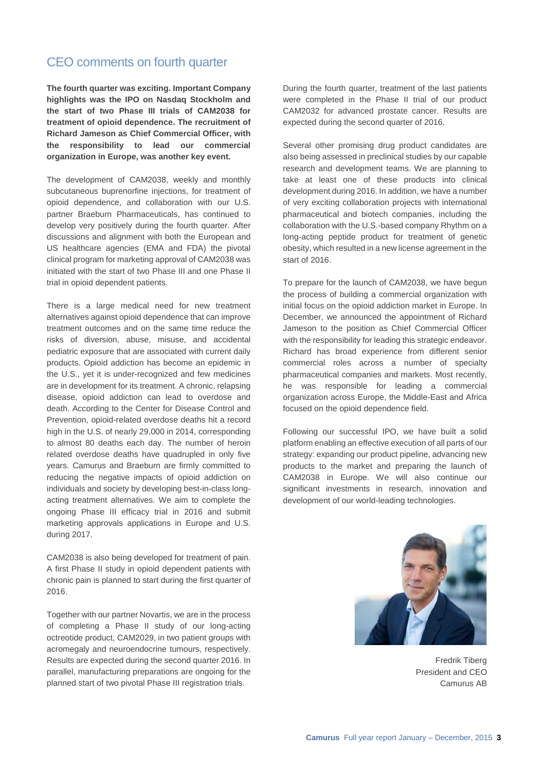## CEO comments on fourth quarter

**The fourth quarter was exciting. Important Company highlights was the IPO on Nasdaq Stockholm and the start of two Phase III trials of CAM2038 for treatment of opioid dependence. The recruitment of Richard Jameson as Chief Commercial Officer, with the responsibility to lead our commercial organization in Europe, was another key event.**

The development of CAM2038, weekly and monthly subcutaneous buprenorfine injections, for treatment of opioid dependence, and collaboration with our U.S. partner Braeburn Pharmaceuticals, has continued to develop very positively during the fourth quarter. After discussions and alignment with both the European and US healthcare agencies (EMA and FDA) the pivotal clinical program for marketing approval of CAM2038 was initiated with the start of two Phase III and one Phase II trial in opioid dependent patients.

There is a large medical need for new treatment alternatives against opioid dependence that can improve treatment outcomes and on the same time reduce the risks of diversion, abuse, misuse, and accidental pediatric exposure that are associated with current daily products. Opioid addiction has become an epidemic in the U.S., yet it is under-recognized and few medicines are in development for its treatment. A chronic, relapsing disease, opioid addiction can lead to overdose and death. According to the Center for Disease Control and Prevention, opioid-related overdose deaths hit a record high in the U.S. of nearly 29,000 in 2014, corresponding to almost 80 deaths each day. The number of heroin related overdose deaths have quadrupled in only five years. Camurus and Braeburn are firmly committed to reducing the negative impacts of opioid addiction on individuals and society by developing best-in-class long-acting treatment alternatives. We aim to complete the ongoing Phase III efficacy trial in 2016 and submit marketing approvals applications in Europe and U.S. during 2017.

CAM2038 is also being developed for treatment of pain. A first Phase II study in opioid dependent patients with chronic pain is planned to start during the first quarter of 2016.

Together with our partner Novartis, we are in the process of completing a Phase II study of our long-acting octreotide product, CAM2029, in two patient groups with acromegaly and neuroendocrine tumours, respectively. Results are expected during the second quarter 2016. In parallel, manufacturing preparations are ongoing for the planned start of two pivotal Phase III registration trials.

During the fourth quarter, treatment of the last patients were completed in the Phase II trial of our product CAM2032 for advanced prostate cancer. Results are expected during the second quarter of 2016.

Several other promising drug product candidates are also being assessed in preclinical studies by our capable research and development teams. We are planning to take at least one of these products into clinical development during 2016. In addition, we have a number of very exciting collaboration projects with international pharmaceutical and biotech companies, including the collaboration with the U.S.-based company Rhythm on a long-acting peptide product for treatment of genetic obesity, which resulted in a new license agreement in the start of 2016.

To prepare for the launch of CAM2038, we have begun the process of building a commercial organization with initial focus on the opioid addiction market in Europe. In December, we announced the appointment of Richard Jameson to the position as Chief Commercial Officer with the responsibility for leading this strategic endeavor. Richard has broad experience from different senior commercial roles across a number of specialty pharmaceutical companies and markets. Most recently, he was responsible for leading a commercial organization across Europe, the Middle-East and Africa focused on the opioid dependence field.

Following our successful IPO, we have built a solid platform enabling an effective execution of all parts of our strategy: expanding our product pipeline, advancing new products to the market and preparing the launch of CAM2038 in Europe. We will also continue our significant investments in research, innovation and development of our world-leading technologies.

Fredrik Tiberg
President and CEO
Camurus AB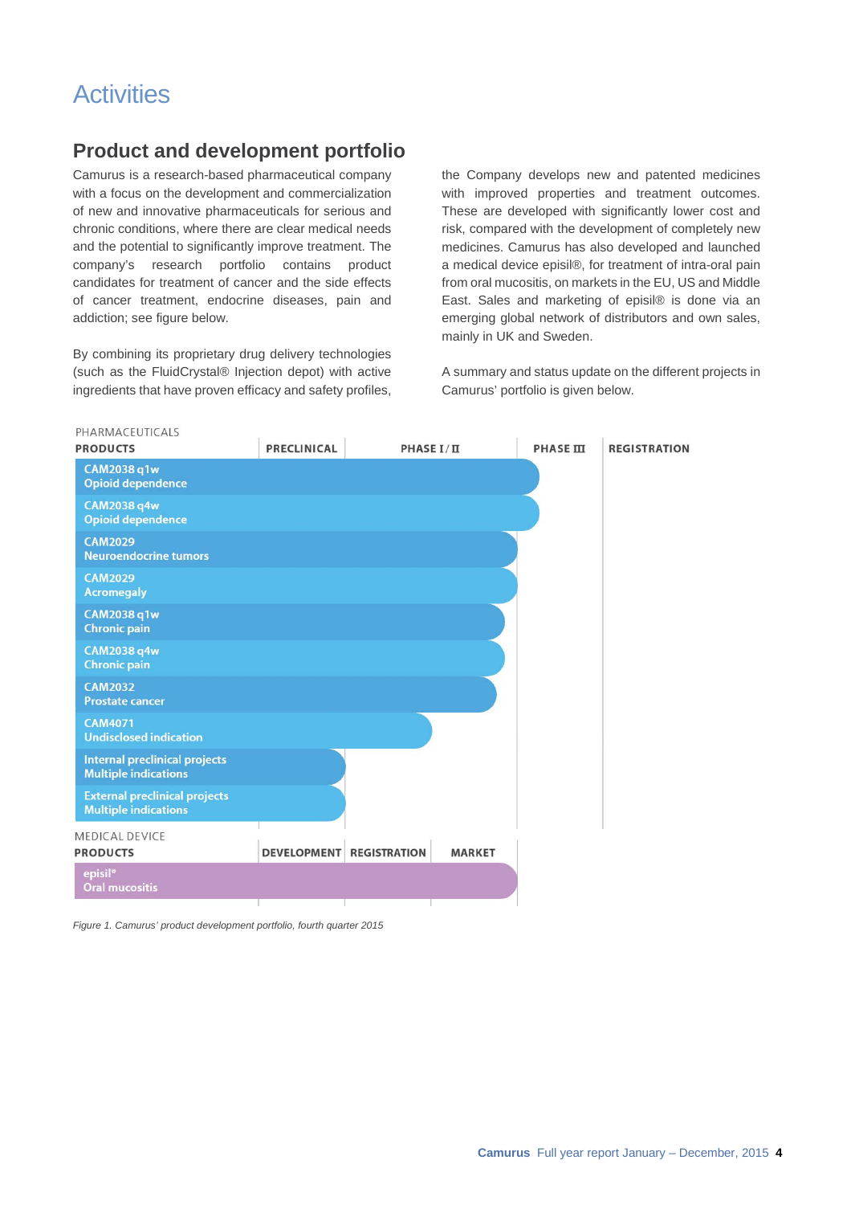# Activities

## Product and development portfolio

Camurus is a research-based pharmaceutical company with a focus on the development and commercialization of new and innovative pharmaceuticals for serious and chronic conditions, where there are clear medical needs and the potential to significantly improve treatment. The company's research portfolio contains product candidates for treatment of cancer and the side effects of cancer treatment, endocrine diseases, pain and addiction; see figure below.

By combining its proprietary drug delivery technologies (such as the FluidCrystal® Injection depot) with active ingredients that have proven efficacy and safety profiles, the Company develops new and patented medicines with improved properties and treatment outcomes. These are developed with significantly lower cost and risk, compared with the development of completely new medicines. Camurus has also developed and launched a medical device episil®, for treatment of intra-oral pain from oral mucositis, on markets in the EU, US and Middle East. Sales and marketing of episil® is done via an emerging global network of distributors and own sales, mainly in UK and Sweden.

A summary and status update on the different projects in Camurus' portfolio is given below.

| PHARMACEUTICALS PRODUCTS | PRECLINICAL | PHASE I/II | PHASE III | REGISTRATION |
|---|---|---|---|---|
| CAM2038 q1w Opioid dependence | ■ | ■ | ■ | |
| CAM2038 q4w Opioid dependence | ■ | ■ | ■ | |
| CAM2029 Neuroendocrine tumors | ■ | ■ | | |
| CAM2029 Acromegaly | ■ | ■ | | |
| CAM2038 q1w Chronic pain | ■ | ■ | | |
| CAM2038 q4w Chronic pain | ■ | ■ | | |
| CAM2032 Prostate cancer | ■ | ■ | | |
| CAM4071 Undisclosed indication | ■ | ■ | | |
| Internal preclinical projects Multiple indications | ■ | | | |
| External preclinical projects Multiple indications | ■ | | | |

| MEDICAL DEVICE PRODUCTS | DEVELOPMENT | REGISTRATION | MARKET |
|---|---|---|---|
| episil® Oral mucositis | ■ | ■ | ■ |

*Figure 1. Camurus' product development portfolio, fourth quarter 2015*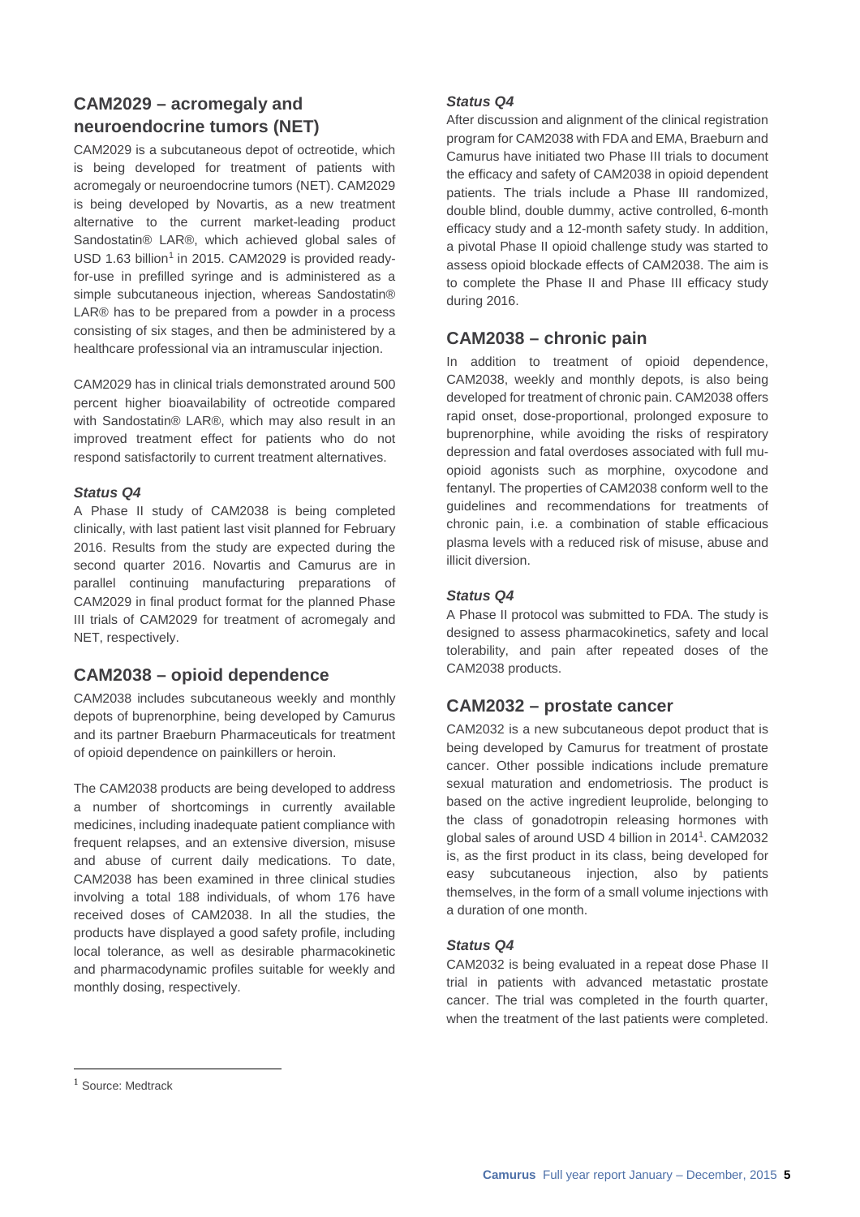## CAM2029 – acromegaly and neuroendocrine tumors (NET)

CAM2029 is a subcutaneous depot of octreotide, which is being developed for treatment of patients with acromegaly or neuroendocrine tumors (NET). CAM2029 is being developed by Novartis, as a new treatment alternative to the current market-leading product Sandostatin® LAR®, which achieved global sales of USD 1.63 billion[1] in 2015. CAM2029 is provided ready-for-use in prefilled syringe and is administered as a simple subcutaneous injection, whereas Sandostatin® LAR® has to be prepared from a powder in a process consisting of six stages, and then be administered by a healthcare professional via an intramuscular injection.

CAM2029 has in clinical trials demonstrated around 500 percent higher bioavailability of octreotide compared with Sandostatin® LAR®, which may also result in an improved treatment effect for patients who do not respond satisfactorily to current treatment alternatives.

### *Status Q4*

A Phase II study of CAM2038 is being completed clinically, with last patient last visit planned for February 2016. Results from the study are expected during the second quarter 2016. Novartis and Camurus are in parallel continuing manufacturing preparations of CAM2029 in final product format for the planned Phase III trials of CAM2029 for treatment of acromegaly and NET, respectively.

## CAM2038 – opioid dependence

CAM2038 includes subcutaneous weekly and monthly depots of buprenorphine, being developed by Camurus and its partner Braeburn Pharmaceuticals for treatment of opioid dependence on painkillers or heroin.

The CAM2038 products are being developed to address a number of shortcomings in currently available medicines, including inadequate patient compliance with frequent relapses, and an extensive diversion, misuse and abuse of current daily medications. To date, CAM2038 has been examined in three clinical studies involving a total 188 individuals, of whom 176 have received doses of CAM2038. In all the studies, the products have displayed a good safety profile, including local tolerance, as well as desirable pharmacokinetic and pharmacodynamic profiles suitable for weekly and monthly dosing, respectively.

### *Status Q4*

After discussion and alignment of the clinical registration program for CAM2038 with FDA and EMA, Braeburn and Camurus have initiated two Phase III trials to document the efficacy and safety of CAM2038 in opioid dependent patients. The trials include a Phase III randomized, double blind, double dummy, active controlled, 6-month efficacy study and a 12-month safety study. In addition, a pivotal Phase II opioid challenge study was started to assess opioid blockade effects of CAM2038. The aim is to complete the Phase II and Phase III efficacy study during 2016.

## CAM2038 – chronic pain

In addition to treatment of opioid dependence, CAM2038, weekly and monthly depots, is also being developed for treatment of chronic pain. CAM2038 offers rapid onset, dose-proportional, prolonged exposure to buprenorphine, while avoiding the risks of respiratory depression and fatal overdoses associated with full mu-opioid agonists such as morphine, oxycodone and fentanyl. The properties of CAM2038 conform well to the guidelines and recommendations for treatments of chronic pain, i.e. a combination of stable efficacious plasma levels with a reduced risk of misuse, abuse and illicit diversion.

### *Status Q4*

A Phase II protocol was submitted to FDA. The study is designed to assess pharmacokinetics, safety and local tolerability, and pain after repeated doses of the CAM2038 products.

## CAM2032 – prostate cancer

CAM2032 is a new subcutaneous depot product that is being developed by Camurus for treatment of prostate cancer. Other possible indications include premature sexual maturation and endometriosis. The product is based on the active ingredient leuprolide, belonging to the class of gonadotropin releasing hormones with global sales of around USD 4 billion in 2014[1]. CAM2032 is, as the first product in its class, being developed for easy subcutaneous injection, also by patients themselves, in the form of a small volume injections with a duration of one month.

### *Status Q4*

CAM2032 is being evaluated in a repeat dose Phase II trial in patients with advanced metastatic prostate cancer. The trial was completed in the fourth quarter, when the treatment of the last patients were completed.

---

[1] Source: Medtrack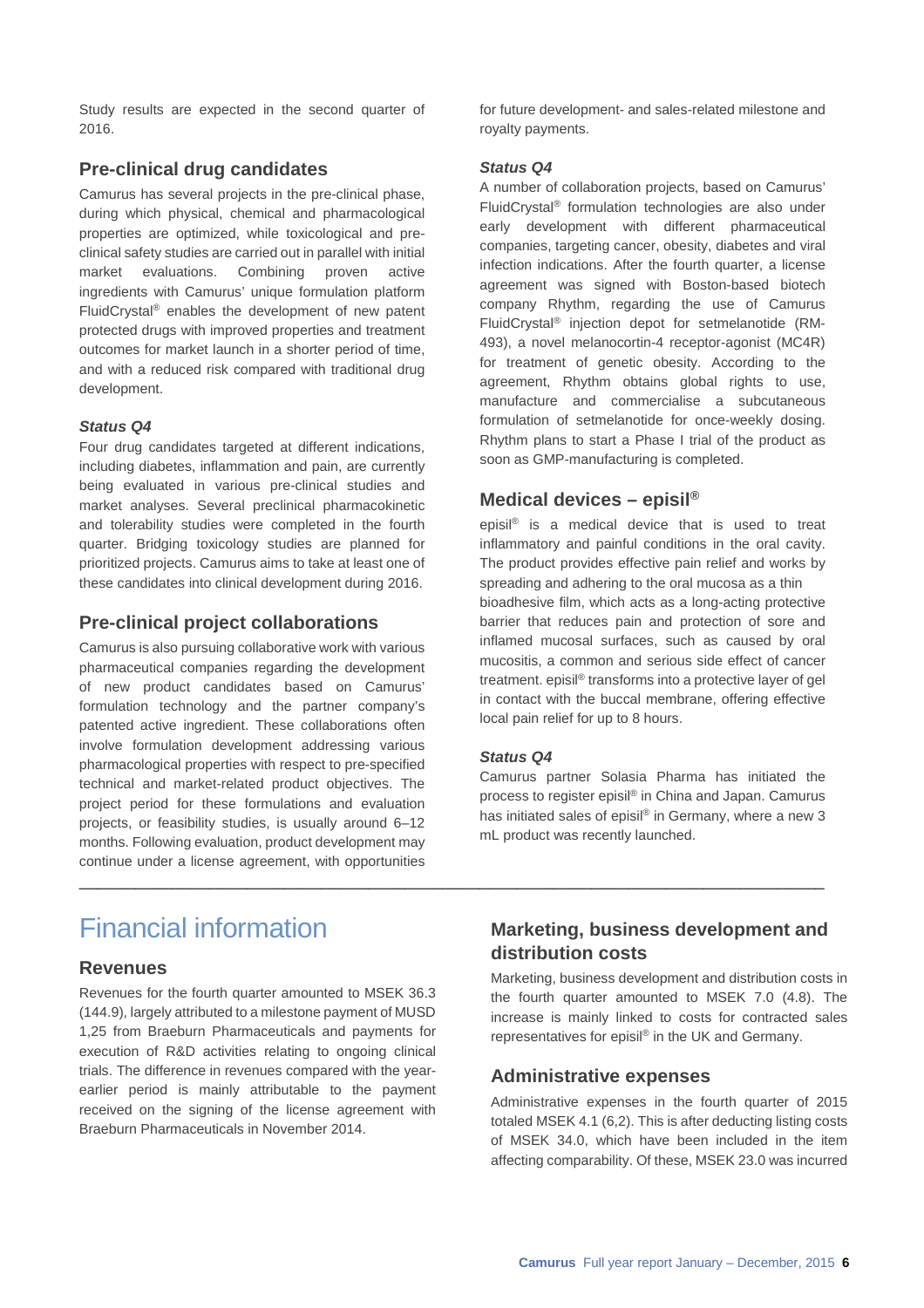Study results are expected in the second quarter of 2016.

## Pre-clinical drug candidates

Camurus has several projects in the pre-clinical phase, during which physical, chemical and pharmacological properties are optimized, while toxicological and pre-clinical safety studies are carried out in parallel with initial market evaluations. Combining proven active ingredients with Camurus' unique formulation platform FluidCrystal® enables the development of new patent protected drugs with improved properties and treatment outcomes for market launch in a shorter period of time, and with a reduced risk compared with traditional drug development.

### *Status Q4*

Four drug candidates targeted at different indications, including diabetes, inflammation and pain, are currently being evaluated in various pre-clinical studies and market analyses. Several preclinical pharmacokinetic and tolerability studies were completed in the fourth quarter. Bridging toxicology studies are planned for prioritized projects. Camurus aims to take at least one of these candidates into clinical development during 2016.

## Pre-clinical project collaborations

Camurus is also pursuing collaborative work with various pharmaceutical companies regarding the development of new product candidates based on Camurus' formulation technology and the partner company's patented active ingredient. These collaborations often involve formulation development addressing various pharmacological properties with respect to pre-specified technical and market-related product objectives. The project period for these formulations and evaluation projects, or feasibility studies, is usually around 6–12 months. Following evaluation, product development may continue under a license agreement, with opportunities for future development- and sales-related milestone and royalty payments.

### *Status Q4*

A number of collaboration projects, based on Camurus' FluidCrystal® formulation technologies are also under early development with different pharmaceutical companies, targeting cancer, obesity, diabetes and viral infection indications. After the fourth quarter, a license agreement was signed with Boston-based biotech company Rhythm, regarding the use of Camurus FluidCrystal® injection depot for setmelanotide (RM-493), a novel melanocortin-4 receptor-agonist (MC4R) for treatment of genetic obesity. According to the agreement, Rhythm obtains global rights to use, manufacture and commercialise a subcutaneous formulation of setmelanotide for once-weekly dosing. Rhythm plans to start a Phase I trial of the product as soon as GMP-manufacturing is completed.

## Medical devices – episil®

episil® is a medical device that is used to treat inflammatory and painful conditions in the oral cavity. The product provides effective pain relief and works by spreading and adhering to the oral mucosa as a thin bioadhesive film, which acts as a long-acting protective barrier that reduces pain and protection of sore and inflamed mucosal surfaces, such as caused by oral mucositis, a common and serious side effect of cancer treatment. episil® transforms into a protective layer of gel in contact with the buccal membrane, offering effective local pain relief for up to 8 hours.

### *Status Q4*

Camurus partner Solasia Pharma has initiated the process to register episil® in China and Japan. Camurus has initiated sales of episil® in Germany, where a new 3 mL product was recently launched.

# Financial information

## Revenues

Revenues for the fourth quarter amounted to MSEK 36.3 (144.9), largely attributed to a milestone payment of MUSD 1,25 from Braeburn Pharmaceuticals and payments for execution of R&D activities relating to ongoing clinical trials. The difference in revenues compared with the year-earlier period is mainly attributable to the payment received on the signing of the license agreement with Braeburn Pharmaceuticals in November 2014.

## Marketing, business development and distribution costs

Marketing, business development and distribution costs in the fourth quarter amounted to MSEK 7.0 (4.8). The increase is mainly linked to costs for contracted sales representatives for episil® in the UK and Germany.

## Administrative expenses

Administrative expenses in the fourth quarter of 2015 totaled MSEK 4.1 (6,2). This is after deducting listing costs of MSEK 34.0, which have been included in the item affecting comparability. Of these, MSEK 23.0 was incurred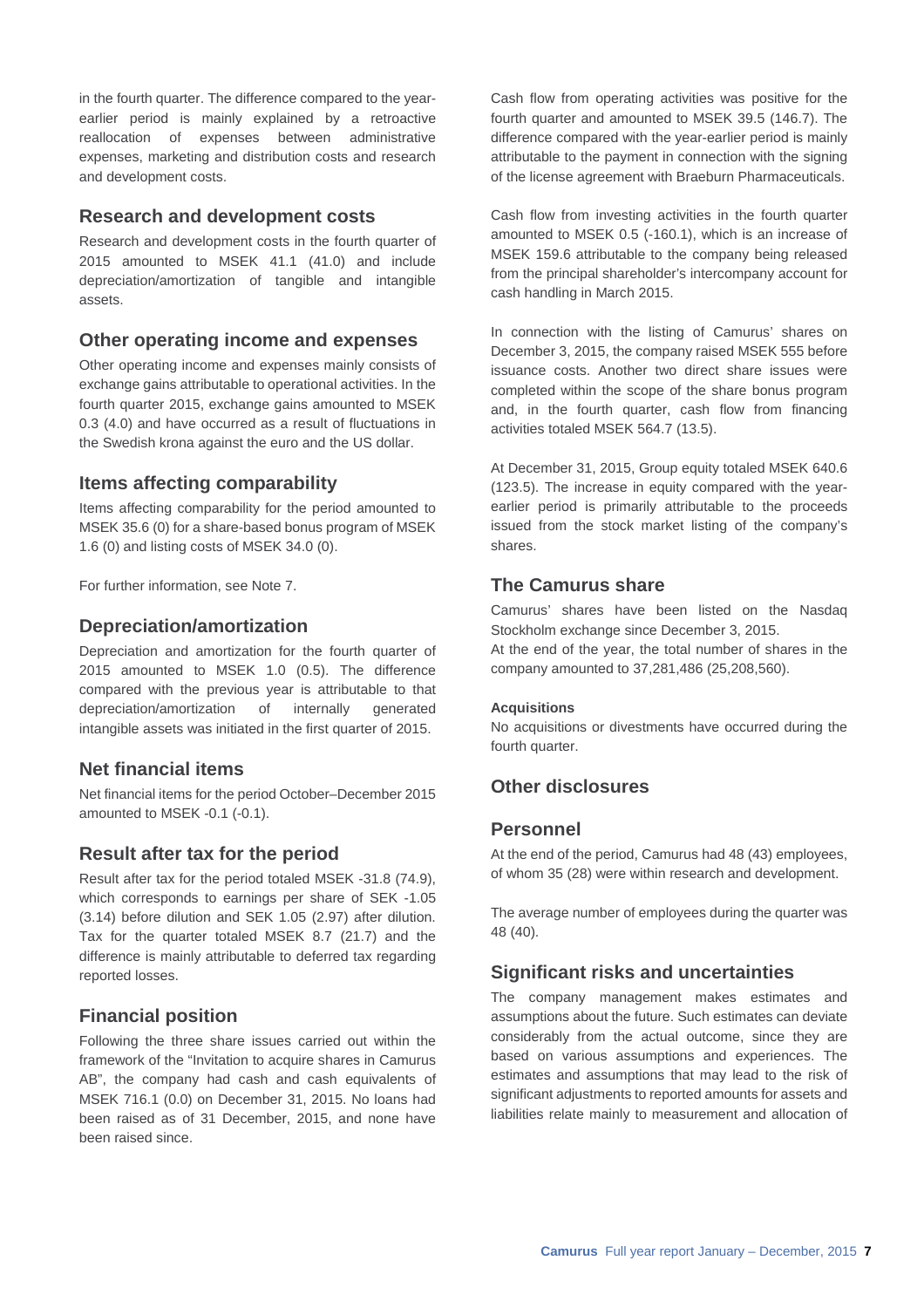in the fourth quarter. The difference compared to the year-earlier period is mainly explained by a retroactive reallocation of expenses between administrative expenses, marketing and distribution costs and research and development costs.

## Research and development costs

Research and development costs in the fourth quarter of 2015 amounted to MSEK 41.1 (41.0) and include depreciation/amortization of tangible and intangible assets.

## Other operating income and expenses

Other operating income and expenses mainly consists of exchange gains attributable to operational activities. In the fourth quarter 2015, exchange gains amounted to MSEK 0.3 (4.0) and have occurred as a result of fluctuations in the Swedish krona against the euro and the US dollar.

## Items affecting comparability

Items affecting comparability for the period amounted to MSEK 35.6 (0) for a share-based bonus program of MSEK 1.6 (0) and listing costs of MSEK 34.0 (0).

For further information, see Note 7.

## Depreciation/amortization

Depreciation and amortization for the fourth quarter of 2015 amounted to MSEK 1.0 (0.5). The difference compared with the previous year is attributable to that depreciation/amortization of internally generated intangible assets was initiated in the first quarter of 2015.

## Net financial items

Net financial items for the period October–December 2015 amounted to MSEK -0.1 (-0.1).

## Result after tax for the period

Result after tax for the period totaled MSEK -31.8 (74.9), which corresponds to earnings per share of SEK -1.05 (3.14) before dilution and SEK 1.05 (2.97) after dilution. Tax for the quarter totaled MSEK 8.7 (21.7) and the difference is mainly attributable to deferred tax regarding reported losses.

## Financial position

Following the three share issues carried out within the framework of the "Invitation to acquire shares in Camurus AB", the company had cash and cash equivalents of MSEK 716.1 (0.0) on December 31, 2015. No loans had been raised as of 31 December, 2015, and none have been raised since.

Cash flow from operating activities was positive for the fourth quarter and amounted to MSEK 39.5 (146.7). The difference compared with the year-earlier period is mainly attributable to the payment in connection with the signing of the license agreement with Braeburn Pharmaceuticals.

Cash flow from investing activities in the fourth quarter amounted to MSEK 0.5 (-160.1), which is an increase of MSEK 159.6 attributable to the company being released from the principal shareholder's intercompany account for cash handling in March 2015.

In connection with the listing of Camurus' shares on December 3, 2015, the company raised MSEK 555 before issuance costs. Another two direct share issues were completed within the scope of the share bonus program and, in the fourth quarter, cash flow from financing activities totaled MSEK 564.7 (13.5).

At December 31, 2015, Group equity totaled MSEK 640.6 (123.5). The increase in equity compared with the year-earlier period is primarily attributable to the proceeds issued from the stock market listing of the company's shares.

## The Camurus share

Camurus' shares have been listed on the Nasdaq Stockholm exchange since December 3, 2015.
At the end of the year, the total number of shares in the company amounted to 37,281,486 (25,208,560).

### Acquisitions

No acquisitions or divestments have occurred during the fourth quarter.

## Other disclosures

## Personnel

At the end of the period, Camurus had 48 (43) employees, of whom 35 (28) were within research and development.

The average number of employees during the quarter was 48 (40).

## Significant risks and uncertainties

The company management makes estimates and assumptions about the future. Such estimates can deviate considerably from the actual outcome, since they are based on various assumptions and experiences. The estimates and assumptions that may lead to the risk of significant adjustments to reported amounts for assets and liabilities relate mainly to measurement and allocation of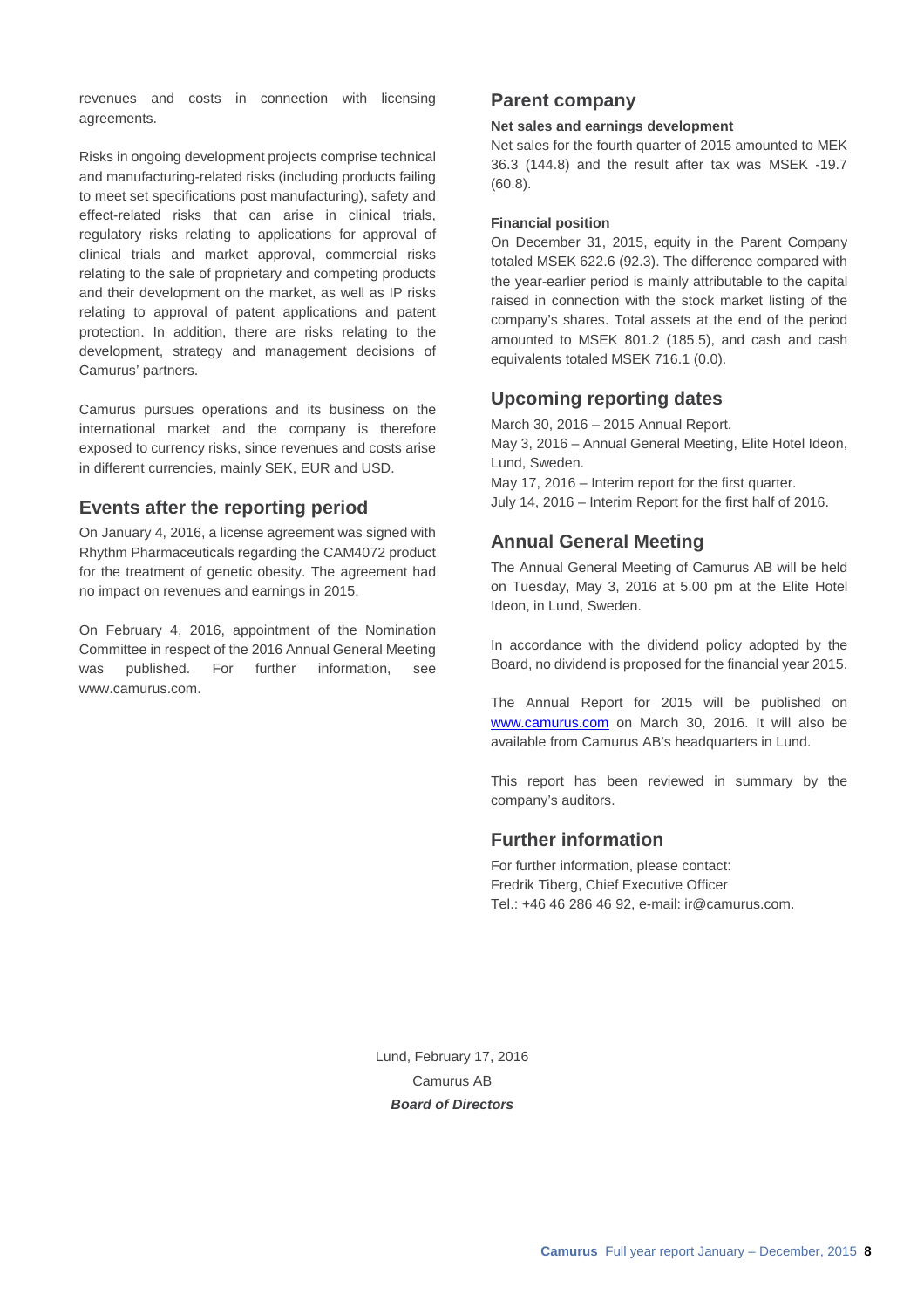revenues and costs in connection with licensing agreements.

Risks in ongoing development projects comprise technical and manufacturing-related risks (including products failing to meet set specifications post manufacturing), safety and effect-related risks that can arise in clinical trials, regulatory risks relating to applications for approval of clinical trials and market approval, commercial risks relating to the sale of proprietary and competing products and their development on the market, as well as IP risks relating to approval of patent applications and patent protection. In addition, there are risks relating to the development, strategy and management decisions of Camurus' partners.

Camurus pursues operations and its business on the international market and the company is therefore exposed to currency risks, since revenues and costs arise in different currencies, mainly SEK, EUR and USD.

## Events after the reporting period

On January 4, 2016, a license agreement was signed with Rhythm Pharmaceuticals regarding the CAM4072 product for the treatment of genetic obesity. The agreement had no impact on revenues and earnings in 2015.

On February 4, 2016, appointment of the Nomination Committee in respect of the 2016 Annual General Meeting was published. For further information, see www.camurus.com.

## Parent company

### Net sales and earnings development

Net sales for the fourth quarter of 2015 amounted to MEK 36.3 (144.8) and the result after tax was MSEK -19.7 (60.8).

### Financial position

On December 31, 2015, equity in the Parent Company totaled MSEK 622.6 (92.3). The difference compared with the year-earlier period is mainly attributable to the capital raised in connection with the stock market listing of the company's shares. Total assets at the end of the period amounted to MSEK 801.2 (185.5), and cash and cash equivalents totaled MSEK 716.1 (0.0).

## Upcoming reporting dates

March 30, 2016 – 2015 Annual Report.
May 3, 2016 – Annual General Meeting, Elite Hotel Ideon, Lund, Sweden.
May 17, 2016 – Interim report for the first quarter.
July 14, 2016 – Interim Report for the first half of 2016.

## Annual General Meeting

The Annual General Meeting of Camurus AB will be held on Tuesday, May 3, 2016 at 5.00 pm at the Elite Hotel Ideon, in Lund, Sweden.

In accordance with the dividend policy adopted by the Board, no dividend is proposed for the financial year 2015.

The Annual Report for 2015 will be published on www.camurus.com on March 30, 2016. It will also be available from Camurus AB's headquarters in Lund.

This report has been reviewed in summary by the company's auditors.

## Further information

For further information, please contact:
Fredrik Tiberg, Chief Executive Officer
Tel.: +46 46 286 46 92, e-mail: ir@camurus.com.

Lund, February 17, 2016
Camurus AB
***Board of Directors***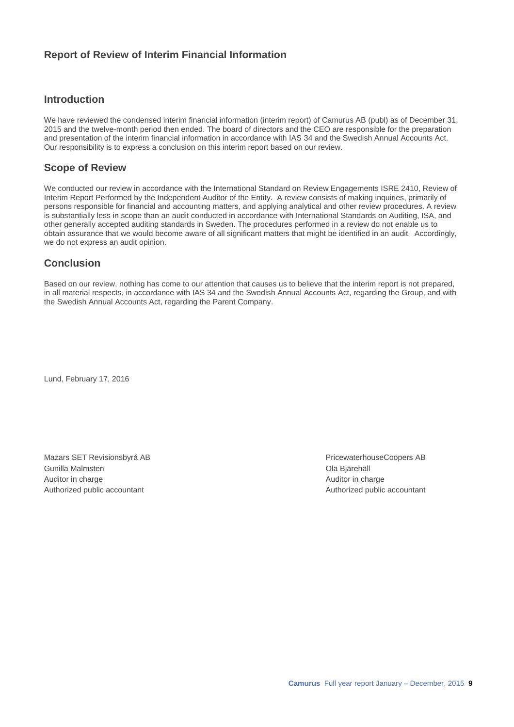# Report of Review of Interim Financial Information

## Introduction

We have reviewed the condensed interim financial information (interim report) of Camurus AB (publ) as of December 31, 2015 and the twelve-month period then ended. The board of directors and the CEO are responsible for the preparation and presentation of the interim financial information in accordance with IAS 34 and the Swedish Annual Accounts Act. Our responsibility is to express a conclusion on this interim report based on our review.

## Scope of Review

We conducted our review in accordance with the International Standard on Review Engagements ISRE 2410, Review of Interim Report Performed by the Independent Auditor of the Entity. A review consists of making inquiries, primarily of persons responsible for financial and accounting matters, and applying analytical and other review procedures. A review is substantially less in scope than an audit conducted in accordance with International Standards on Auditing, ISA, and other generally accepted auditing standards in Sweden. The procedures performed in a review do not enable us to obtain assurance that we would become aware of all significant matters that might be identified in an audit. Accordingly, we do not express an audit opinion.

## Conclusion

Based on our review, nothing has come to our attention that causes us to believe that the interim report is not prepared, in all material respects, in accordance with IAS 34 and the Swedish Annual Accounts Act, regarding the Group, and with the Swedish Annual Accounts Act, regarding the Parent Company.

Lund, February 17, 2016

Mazars SET Revisionsbyrå AB
Gunilla Malmsten
Auditor in charge
Authorized public accountant

PricewaterhouseCoopers AB
Ola Bjärehäll
Auditor in charge
Authorized public accountant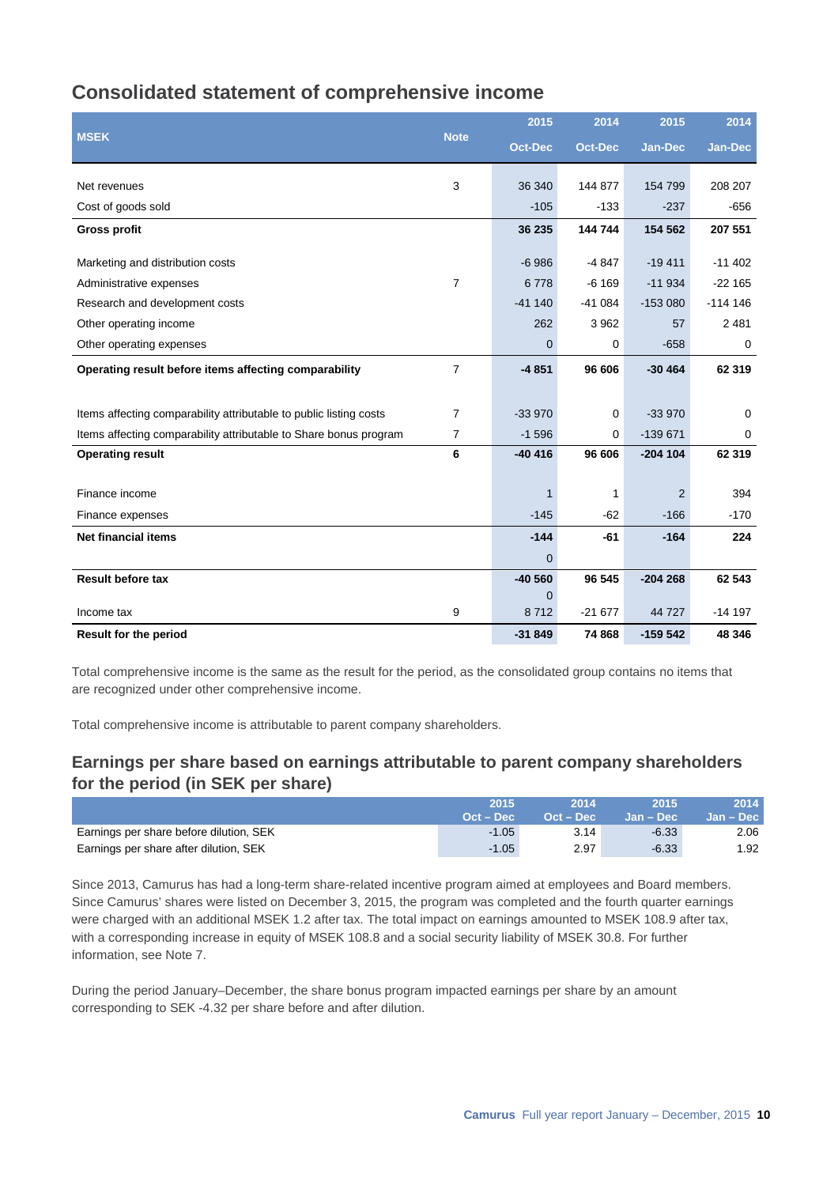## Consolidated statement of comprehensive income

| MSEK | Note | 2015 Oct-Dec | 2014 Oct-Dec | 2015 Jan-Dec | 2014 Jan-Dec |
|---|---|---|---|---|---|
| Net revenues | 3 | 36 340 | 144 877 | 154 799 | 208 207 |
| Cost of goods sold | | -105 | -133 | -237 | -656 |
| **Gross profit** | | **36 235** | **144 744** | **154 562** | **207 551** |
| Marketing and distribution costs | | -6 986 | -4 847 | -19 411 | -11 402 |
| Administrative expenses | 7 | 6 778 | -6 169 | -11 934 | -22 165 |
| Research and development costs | | -41 140 | -41 084 | -153 080 | -114 146 |
| Other operating income | | 262 | 3 962 | 57 | 2 481 |
| Other operating expenses | | 0 | 0 | -658 | 0 |
| **Operating result before items affecting comparability** | 7 | **-4 851** | **96 606** | **-30 464** | **62 319** |
| Items affecting comparability attributable to public listing costs | 7 | -33 970 | 0 | -33 970 | 0 |
| Items affecting comparability attributable to Share bonus program | 7 | -1 596 | 0 | -139 671 | 0 |
| **Operating result** | **6** | **-40 416** | **96 606** | **-204 104** | **62 319** |
| Finance income | | 1 | 1 | 2 | 394 |
| Finance expenses | | -145 | -62 | -166 | -170 |
| **Net financial items** | | **-144** | **-61** | **-164** | **224** |
| | | 0 | | | |
| **Result before tax** | | **-40 560** | **96 545** | **-204 268** | **62 543** |
| | | 0 | | | |
| Income tax | 9 | 8 712 | -21 677 | 44 727 | -14 197 |
| **Result for the period** | | **-31 849** | **74 868** | **-159 542** | **48 346** |

Total comprehensive income is the same as the result for the period, as the consolidated group contains no items that are recognized under other comprehensive income.

Total comprehensive income is attributable to parent company shareholders.

## Earnings per share based on earnings attributable to parent company shareholders for the period (in SEK per share)

| | 2015 Oct – Dec | 2014 Oct – Dec | 2015 Jan – Dec | 2014 Jan – Dec |
|---|---|---|---|---|
| Earnings per share before dilution, SEK | -1.05 | 3.14 | -6.33 | 2.06 |
| Earnings per share after dilution, SEK | -1.05 | 2.97 | -6.33 | 1.92 |

Since 2013, Camurus has had a long-term share-related incentive program aimed at employees and Board members. Since Camurus' shares were listed on December 3, 2015, the program was completed and the fourth quarter earnings were charged with an additional MSEK 1.2 after tax. The total impact on earnings amounted to MSEK 108.9 after tax, with a corresponding increase in equity of MSEK 108.8 and a social security liability of MSEK 30.8. For further information, see Note 7.

During the period January–December, the share bonus program impacted earnings per share by an amount corresponding to SEK -4.32 per share before and after dilution.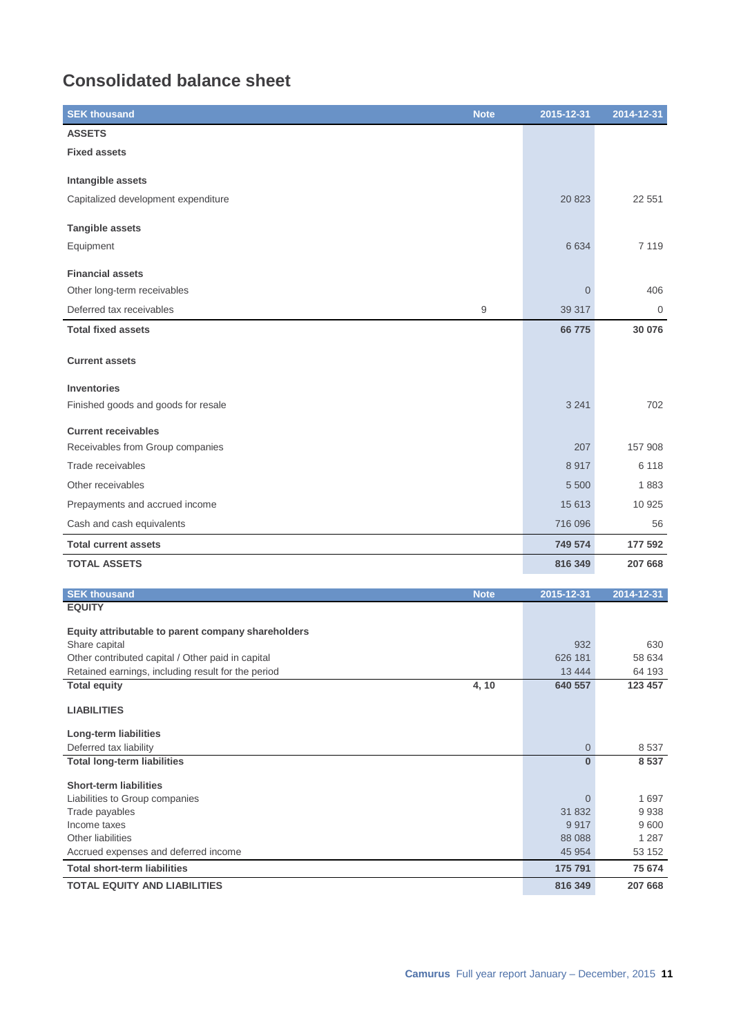## Consolidated balance sheet

| SEK thousand | Note | 2015-12-31 | 2014-12-31 |
|---|---|---|---|
| **ASSETS** | | | |
| **Fixed assets** | | | |
| **Intangible assets** | | | |
| Capitalized development expenditure | | 20 823 | 22 551 |
| **Tangible assets** | | | |
| Equipment | | 6 634 | 7 119 |
| **Financial assets** | | | |
| Other long-term receivables | | 0 | 406 |
| Deferred tax receivables | 9 | 39 317 | 0 |
| **Total fixed assets** | | **66 775** | **30 076** |
| **Current assets** | | | |
| **Inventories** | | | |
| Finished goods and goods for resale | | 3 241 | 702 |
| **Current receivables** | | | |
| Receivables from Group companies | | 207 | 157 908 |
| Trade receivables | | 8 917 | 6 118 |
| Other receivables | | 5 500 | 1 883 |
| Prepayments and accrued income | | 15 613 | 10 925 |
| Cash and cash equivalents | | 716 096 | 56 |
| **Total current assets** | | **749 574** | **177 592** |
| **TOTAL ASSETS** | | **816 349** | **207 668** |

| SEK thousand | Note | 2015-12-31 | 2014-12-31 |
|---|---|---|---|
| **EQUITY** | | | |
| **Equity attributable to parent company shareholders** | | | |
| Share capital | | 932 | 630 |
| Other contributed capital / Other paid in capital | | 626 181 | 58 634 |
| Retained earnings, including result for the period | | 13 444 | 64 193 |
| **Total equity** | **4, 10** | **640 557** | **123 457** |
| **LIABILITIES** | | | |
| **Long-term liabilities** | | | |
| Deferred tax liability | | 0 | 8 537 |
| **Total long-term liabilities** | | **0** | **8 537** |
| **Short-term liabilities** | | | |
| Liabilities to Group companies | | 0 | 1 697 |
| Trade payables | | 31 832 | 9 938 |
| Income taxes | | 9 917 | 9 600 |
| Other liabilities | | 88 088 | 1 287 |
| Accrued expenses and deferred income | | 45 954 | 53 152 |
| **Total short-term liabilities** | | **175 791** | **75 674** |
| **TOTAL EQUITY AND LIABILITIES** | | **816 349** | **207 668** |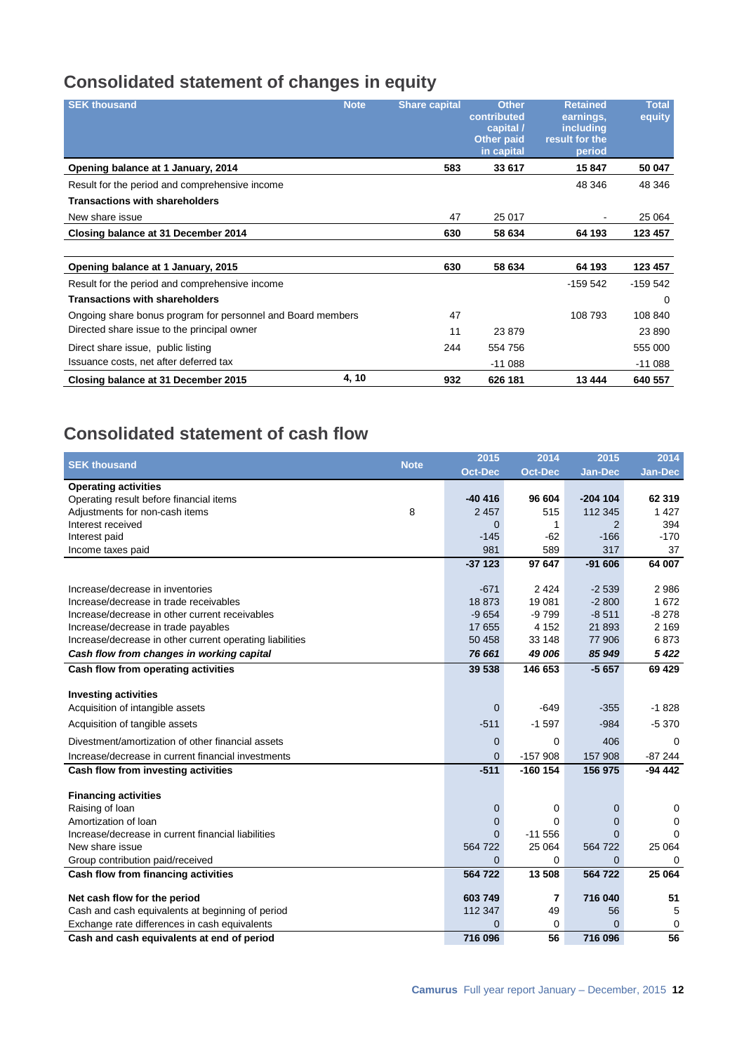## Consolidated statement of changes in equity

| SEK thousand | Note | Share capital | Other contributed capital / Other paid in capital | Retained earnings, including result for the period | Total equity |
|---|---|---|---|---|---|
| **Opening balance at 1 January, 2014** | | **583** | **33 617** | **15 847** | **50 047** |
| Result for the period and comprehensive income | | | | 48 346 | 48 346 |
| **Transactions with shareholders** | | | | | |
| New share issue | | 47 | 25 017 | - | 25 064 |
| **Closing balance at 31 December 2014** | | **630** | **58 634** | **64 193** | **123 457** |
| | | | | | |
| **Opening balance at 1 January, 2015** | | **630** | **58 634** | **64 193** | **123 457** |
| Result for the period and comprehensive income | | | | -159 542 | -159 542 |
| **Transactions with shareholders** | | | | | 0 |
| Ongoing share bonus program for personnel and Board members | | 47 | | 108 793 | 108 840 |
| Directed share issue to the principal owner | | 11 | 23 879 | | 23 890 |
| Direct share issue, public listing | | 244 | 554 756 | | 555 000 |
| Issuance costs, net after deferred tax | | | -11 088 | | -11 088 |
| **Closing balance at 31 December 2015** | **4, 10** | **932** | **626 181** | **13 444** | **640 557** |

## Consolidated statement of cash flow

| SEK thousand | Note | 2015 Oct-Dec | 2014 Oct-Dec | 2015 Jan-Dec | 2014 Jan-Dec |
|---|---|---|---|---|---|
| **Operating activities** | | | | | |
| Operating result before financial items | | **-40 416** | **96 604** | **-204 104** | **62 319** |
| Adjustments for non-cash items | 8 | 2 457 | 515 | 112 345 | 1 427 |
| Interest received | | 0 | 1 | 2 | 394 |
| Interest paid | | -145 | -62 | -166 | -170 |
| Income taxes paid | | 981 | 589 | 317 | 37 |
| | | **-37 123** | **97 647** | **-91 606** | **64 007** |
| | | | | | |
| Increase/decrease in inventories | | -671 | 2 424 | -2 539 | 2 986 |
| Increase/decrease in trade receivables | | 18 873 | 19 081 | -2 800 | 1 672 |
| Increase/decrease in other current receivables | | -9 654 | -9 799 | -8 511 | -8 278 |
| Increase/decrease in trade payables | | 17 655 | 4 152 | 21 893 | 2 169 |
| Increase/decrease in other current operating liabilities | | 50 458 | 33 148 | 77 906 | 6 873 |
| ***Cash flow from changes in working capital*** | | ***76 661*** | ***49 006*** | ***85 949*** | ***5 422*** |
| **Cash flow from operating activities** | | **39 538** | **146 653** | **-5 657** | **69 429** |
| | | | | | |
| **Investing activities** | | | | | |
| Acquisition of intangible assets | | 0 | -649 | -355 | -1 828 |
| Acquisition of tangible assets | | -511 | -1 597 | -984 | -5 370 |
| Divestment/amortization of other financial assets | | 0 | 0 | 406 | 0 |
| Increase/decrease in current financial investments | | 0 | -157 908 | 157 908 | -87 244 |
| **Cash flow from investing activities** | | **-511** | **-160 154** | **156 975** | **-94 442** |
| | | | | | |
| **Financing activities** | | | | | |
| Raising of loan | | 0 | 0 | 0 | 0 |
| Amortization of loan | | 0 | 0 | 0 | 0 |
| Increase/decrease in current financial liabilities | | 0 | -11 556 | 0 | 0 |
| New share issue | | 564 722 | 25 064 | 564 722 | 25 064 |
| Group contribution paid/received | | 0 | 0 | 0 | 0 |
| **Cash flow from financing activities** | | **564 722** | **13 508** | **564 722** | **25 064** |
| | | | | | |
| **Net cash flow for the period** | | **603 749** | **7** | **716 040** | **51** |
| Cash and cash equivalents at beginning of period | | 112 347 | 49 | 56 | 5 |
| Exchange rate differences in cash equivalents | | 0 | 0 | 0 | 0 |
| **Cash and cash equivalents at end of period** | | **716 096** | **56** | **716 096** | **56** |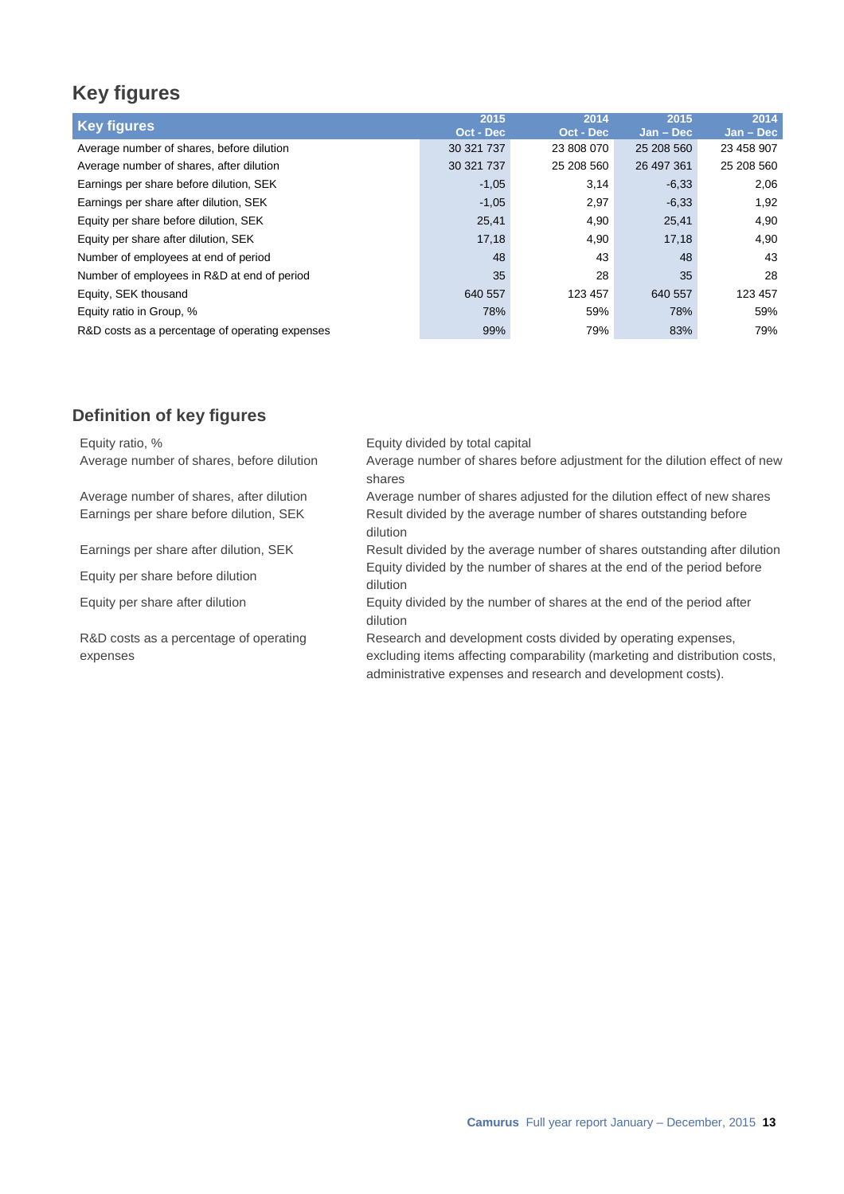## Key figures

| Key figures | 2015 Oct - Dec | 2014 Oct - Dec | 2015 Jan – Dec | 2014 Jan – Dec |
|---|---|---|---|---|
| Average number of shares, before dilution | 30 321 737 | 23 808 070 | 25 208 560 | 23 458 907 |
| Average number of shares, after dilution | 30 321 737 | 25 208 560 | 26 497 361 | 25 208 560 |
| Earnings per share before dilution, SEK | -1,05 | 3,14 | -6,33 | 2,06 |
| Earnings per share after dilution, SEK | -1,05 | 2,97 | -6,33 | 1,92 |
| Equity per share before dilution, SEK | 25,41 | 4,90 | 25,41 | 4,90 |
| Equity per share after dilution, SEK | 17,18 | 4,90 | 17,18 | 4,90 |
| Number of employees at end of period | 48 | 43 | 48 | 43 |
| Number of employees in R&D at end of period | 35 | 28 | 35 | 28 |
| Equity, SEK thousand | 640 557 | 123 457 | 640 557 | 123 457 |
| Equity ratio in Group, % | 78% | 59% | 78% | 59% |
| R&D costs as a percentage of operating expenses | 99% | 79% | 83% | 79% |

## Definition of key figures

| | |
|---|---|
| Equity ratio, % | Equity divided by total capital |
| Average number of shares, before dilution | Average number of shares before adjustment for the dilution effect of new shares |
| Average number of shares, after dilution | Average number of shares adjusted for the dilution effect of new shares |
| Earnings per share before dilution, SEK | Result divided by the average number of shares outstanding before dilution |
| Earnings per share after dilution, SEK | Result divided by the average number of shares outstanding after dilution |
| Equity per share before dilution | Equity divided by the number of shares at the end of the period before dilution |
| Equity per share after dilution | Equity divided by the number of shares at the end of the period after dilution |
| R&D costs as a percentage of operating expenses | Research and development costs divided by operating expenses, excluding items affecting comparability (marketing and distribution costs, administrative expenses and research and development costs). |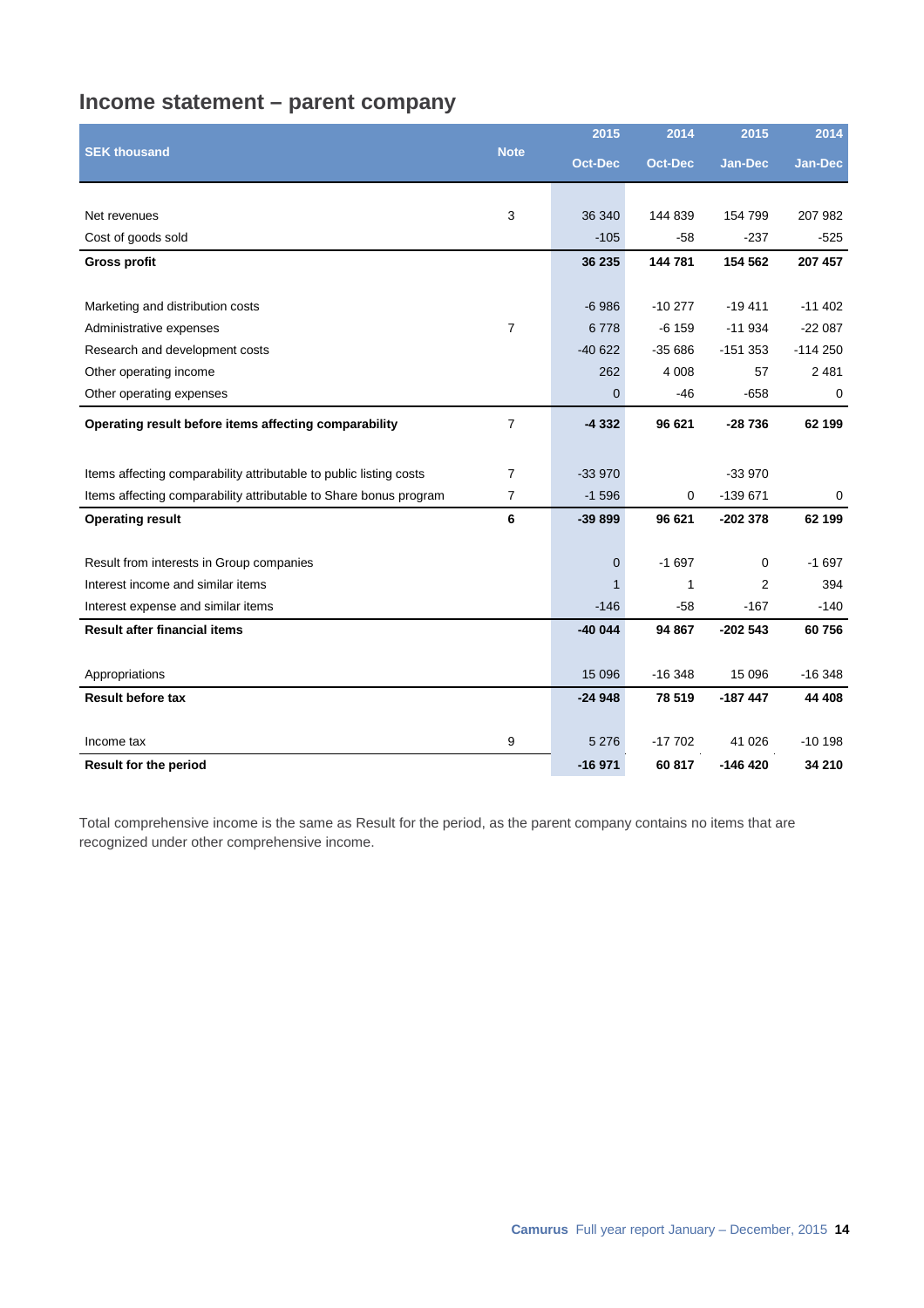## Income statement – parent company

| SEK thousand | Note | 2015 Oct-Dec | 2014 Oct-Dec | 2015 Jan-Dec | 2014 Jan-Dec |
|---|---|---|---|---|---|
| Net revenues | 3 | 36 340 | 144 839 | 154 799 | 207 982 |
| Cost of goods sold | | -105 | -58 | -237 | -525 |
| **Gross profit** | | **36 235** | **144 781** | **154 562** | **207 457** |
| Marketing and distribution costs | | -6 986 | -10 277 | -19 411 | -11 402 |
| Administrative expenses | 7 | 6 778 | -6 159 | -11 934 | -22 087 |
| Research and development costs | | -40 622 | -35 686 | -151 353 | -114 250 |
| Other operating income | | 262 | 4 008 | 57 | 2 481 |
| Other operating expenses | | 0 | -46 | -658 | 0 |
| **Operating result before items affecting comparability** | 7 | **-4 332** | **96 621** | **-28 736** | **62 199** |
| Items affecting comparability attributable to public listing costs | 7 | -33 970 | | -33 970 | |
| Items affecting comparability attributable to Share bonus program | 7 | -1 596 | 0 | -139 671 | 0 |
| **Operating result** | **6** | **-39 899** | **96 621** | **-202 378** | **62 199** |
| Result from interests in Group companies | | 0 | -1 697 | 0 | -1 697 |
| Interest income and similar items | | 1 | 1 | 2 | 394 |
| Interest expense and similar items | | -146 | -58 | -167 | -140 |
| **Result after financial items** | | **-40 044** | **94 867** | **-202 543** | **60 756** |
| Appropriations | | 15 096 | -16 348 | 15 096 | -16 348 |
| **Result before tax** | | **-24 948** | **78 519** | **-187 447** | **44 408** |
| Income tax | 9 | 5 276 | -17 702 | 41 026 | -10 198 |
| **Result for the period** | | **-16 971** | **60 817** | **-146 420** | **34 210** |

Total comprehensive income is the same as Result for the period, as the parent company contains no items that are recognized under other comprehensive income.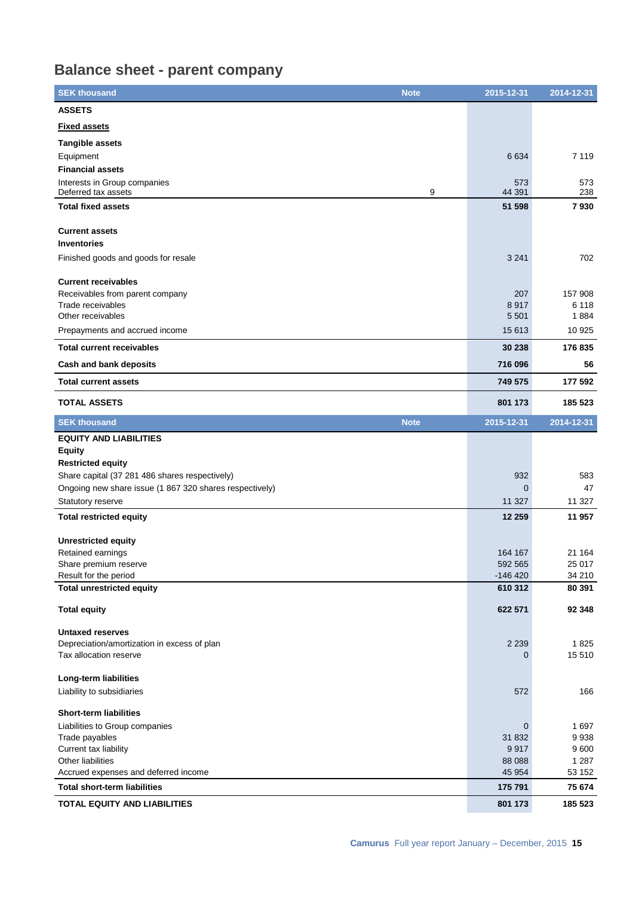# Balance sheet - parent company

| SEK thousand | Note | 2015-12-31 | 2014-12-31 |
|---|---|---|---|
| **ASSETS** | | | |
| **Fixed assets** | | | |
| **Tangible assets** | | | |
| Equipment | | 6 634 | 7 119 |
| **Financial assets** | | | |
| Interests in Group companies | | 573 | 573 |
| Deferred tax assets | 9 | 44 391 | 238 |
| **Total fixed assets** | | **51 598** | **7 930** |
| | | | |
| **Current assets** | | | |
| **Inventories** | | | |
| Finished goods and goods for resale | | 3 241 | 702 |
| | | | |
| **Current receivables** | | | |
| Receivables from parent company | | 207 | 157 908 |
| Trade receivables | | 8 917 | 6 118 |
| Other receivables | | 5 501 | 1 884 |
| Prepayments and accrued income | | 15 613 | 10 925 |
| **Total current receivables** | | **30 238** | **176 835** |
| **Cash and bank deposits** | | **716 096** | **56** |
| **Total current assets** | | **749 575** | **177 592** |
| **TOTAL ASSETS** | | **801 173** | **185 523** |

| SEK thousand | Note | 2015-12-31 | 2014-12-31 |
|---|---|---|---|
| **EQUITY AND LIABILITIES** | | | |
| **Equity** | | | |
| **Restricted equity** | | | |
| Share capital (37 281 486 shares respectively) | | 932 | 583 |
| Ongoing new share issue (1 867 320 shares respectively) | | 0 | 47 |
| Statutory reserve | | 11 327 | 11 327 |
| **Total restricted equity** | | **12 259** | **11 957** |
| | | | |
| **Unrestricted equity** | | | |
| Retained earnings | | 164 167 | 21 164 |
| Share premium reserve | | 592 565 | 25 017 |
| Result for the period | | -146 420 | 34 210 |
| **Total unrestricted equity** | | **610 312** | **80 391** |
| | | | |
| **Total equity** | | **622 571** | **92 348** |
| | | | |
| **Untaxed reserves** | | | |
| Depreciation/amortization in excess of plan | | 2 239 | 1 825 |
| Tax allocation reserve | | 0 | 15 510 |
| | | | |
| **Long-term liabilities** | | | |
| Liability to subsidiaries | | 572 | 166 |
| | | | |
| **Short-term liabilities** | | | |
| Liabilities to Group companies | | 0 | 1 697 |
| Trade payables | | 31 832 | 9 938 |
| Current tax liability | | 9 917 | 9 600 |
| Other liabilities | | 88 088 | 1 287 |
| Accrued expenses and deferred income | | 45 954 | 53 152 |
| **Total short-term liabilities** | | **175 791** | **75 674** |
| **TOTAL EQUITY AND LIABILITIES** | | **801 173** | **185 523** |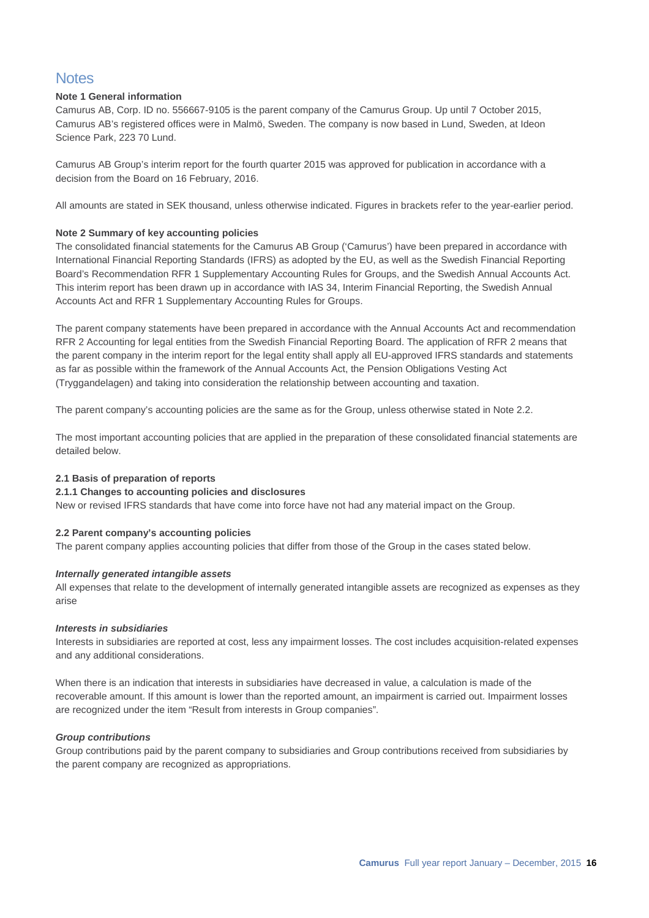# Notes

**Note 1 General information**

Camurus AB, Corp. ID no. 556667-9105 is the parent company of the Camurus Group. Up until 7 October 2015, Camurus AB's registered offices were in Malmö, Sweden. The company is now based in Lund, Sweden, at Ideon Science Park, 223 70 Lund.

Camurus AB Group's interim report for the fourth quarter 2015 was approved for publication in accordance with a decision from the Board on 16 February, 2016.

All amounts are stated in SEK thousand, unless otherwise indicated. Figures in brackets refer to the year-earlier period.

**Note 2 Summary of key accounting policies**

The consolidated financial statements for the Camurus AB Group ('Camurus') have been prepared in accordance with International Financial Reporting Standards (IFRS) as adopted by the EU, as well as the Swedish Financial Reporting Board's Recommendation RFR 1 Supplementary Accounting Rules for Groups, and the Swedish Annual Accounts Act. This interim report has been drawn up in accordance with IAS 34, Interim Financial Reporting, the Swedish Annual Accounts Act and RFR 1 Supplementary Accounting Rules for Groups.

The parent company statements have been prepared in accordance with the Annual Accounts Act and recommendation RFR 2 Accounting for legal entities from the Swedish Financial Reporting Board. The application of RFR 2 means that the parent company in the interim report for the legal entity shall apply all EU-approved IFRS standards and statements as far as possible within the framework of the Annual Accounts Act, the Pension Obligations Vesting Act (Tryggandelagen) and taking into consideration the relationship between accounting and taxation.

The parent company's accounting policies are the same as for the Group, unless otherwise stated in Note 2.2.

The most important accounting policies that are applied in the preparation of these consolidated financial statements are detailed below.

**2.1 Basis of preparation of reports**

**2.1.1 Changes to accounting policies and disclosures**

New or revised IFRS standards that have come into force have not had any material impact on the Group.

**2.2 Parent company's accounting policies**

The parent company applies accounting policies that differ from those of the Group in the cases stated below.

***Internally generated intangible assets***

All expenses that relate to the development of internally generated intangible assets are recognized as expenses as they arise

***Interests in subsidiaries***

Interests in subsidiaries are reported at cost, less any impairment losses. The cost includes acquisition-related expenses and any additional considerations.

When there is an indication that interests in subsidiaries have decreased in value, a calculation is made of the recoverable amount. If this amount is lower than the reported amount, an impairment is carried out. Impairment losses are recognized under the item "Result from interests in Group companies".

***Group contributions***

Group contributions paid by the parent company to subsidiaries and Group contributions received from subsidiaries by the parent company are recognized as appropriations.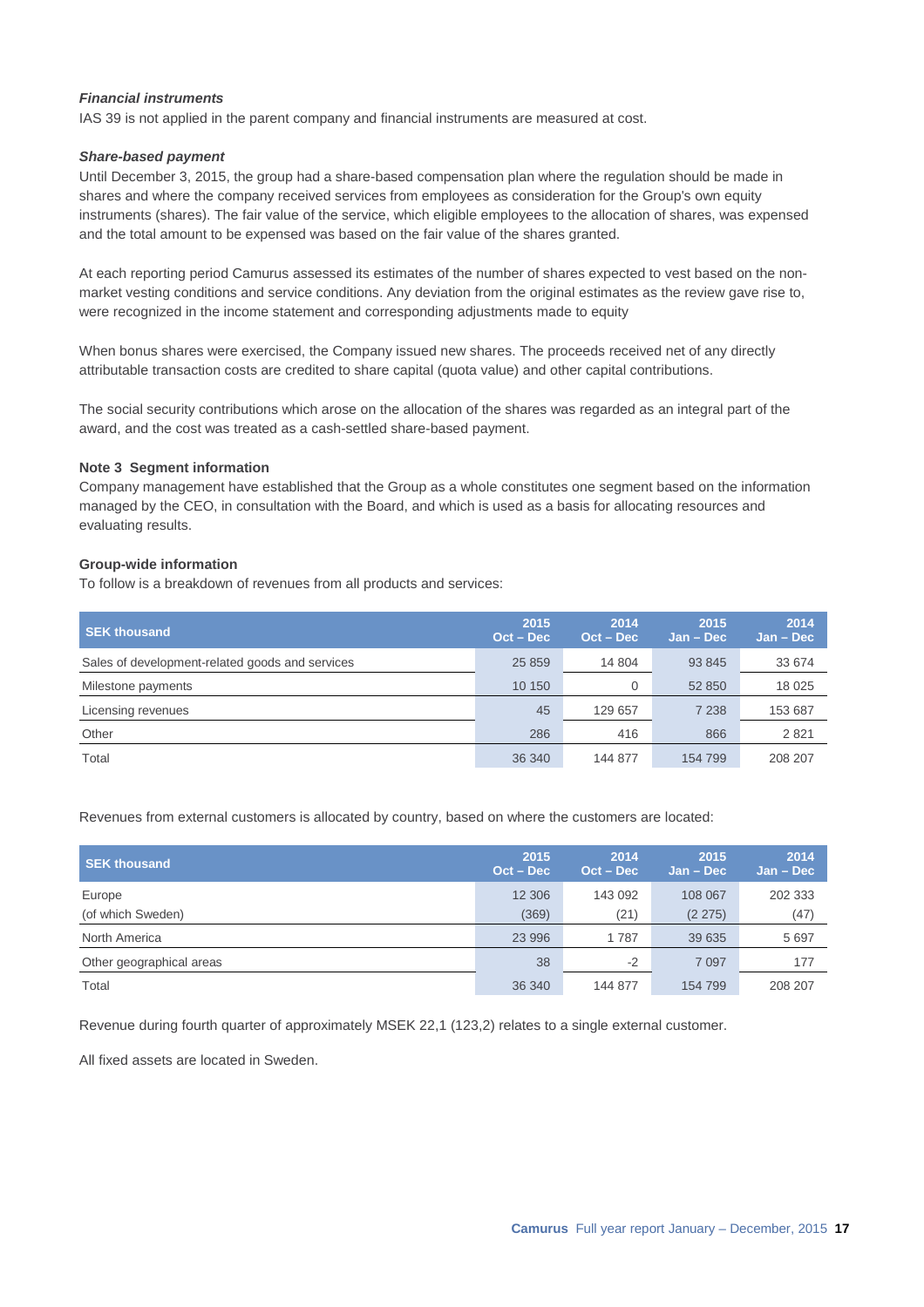### *Financial instruments*

IAS 39 is not applied in the parent company and financial instruments are measured at cost.

### *Share-based payment*

Until December 3, 2015, the group had a share-based compensation plan where the regulation should be made in shares and where the company received services from employees as consideration for the Group's own equity instruments (shares). The fair value of the service, which eligible employees to the allocation of shares, was expensed and the total amount to be expensed was based on the fair value of the shares granted.

At each reporting period Camurus assessed its estimates of the number of shares expected to vest based on the non-market vesting conditions and service conditions. Any deviation from the original estimates as the review gave rise to, were recognized in the income statement and corresponding adjustments made to equity

When bonus shares were exercised, the Company issued new shares. The proceeds received net of any directly attributable transaction costs are credited to share capital (quota value) and other capital contributions.

The social security contributions which arose on the allocation of the shares was regarded as an integral part of the award, and the cost was treated as a cash-settled share-based payment.

## Note 3 Segment information

Company management have established that the Group as a whole constitutes one segment based on the information managed by the CEO, in consultation with the Board, and which is used as a basis for allocating resources and evaluating results.

### Group-wide information

To follow is a breakdown of revenues from all products and services:

| SEK thousand | 2015 Oct – Dec | 2014 Oct – Dec | 2015 Jan – Dec | 2014 Jan – Dec |
|---|---|---|---|---|
| Sales of development-related goods and services | 25 859 | 14 804 | 93 845 | 33 674 |
| Milestone payments | 10 150 | 0 | 52 850 | 18 025 |
| Licensing revenues | 45 | 129 657 | 7 238 | 153 687 |
| Other | 286 | 416 | 866 | 2 821 |
| Total | 36 340 | 144 877 | 154 799 | 208 207 |

Revenues from external customers is allocated by country, based on where the customers are located:

| SEK thousand | 2015 Oct – Dec | 2014 Oct – Dec | 2015 Jan – Dec | 2014 Jan – Dec |
|---|---|---|---|---|
| Europe | 12 306 | 143 092 | 108 067 | 202 333 |
| (of which Sweden) | (369) | (21) | (2 275) | (47) |
| North America | 23 996 | 1 787 | 39 635 | 5 697 |
| Other geographical areas | 38 | -2 | 7 097 | 177 |
| Total | 36 340 | 144 877 | 154 799 | 208 207 |

Revenue during fourth quarter of approximately MSEK 22,1 (123,2) relates to a single external customer.

All fixed assets are located in Sweden.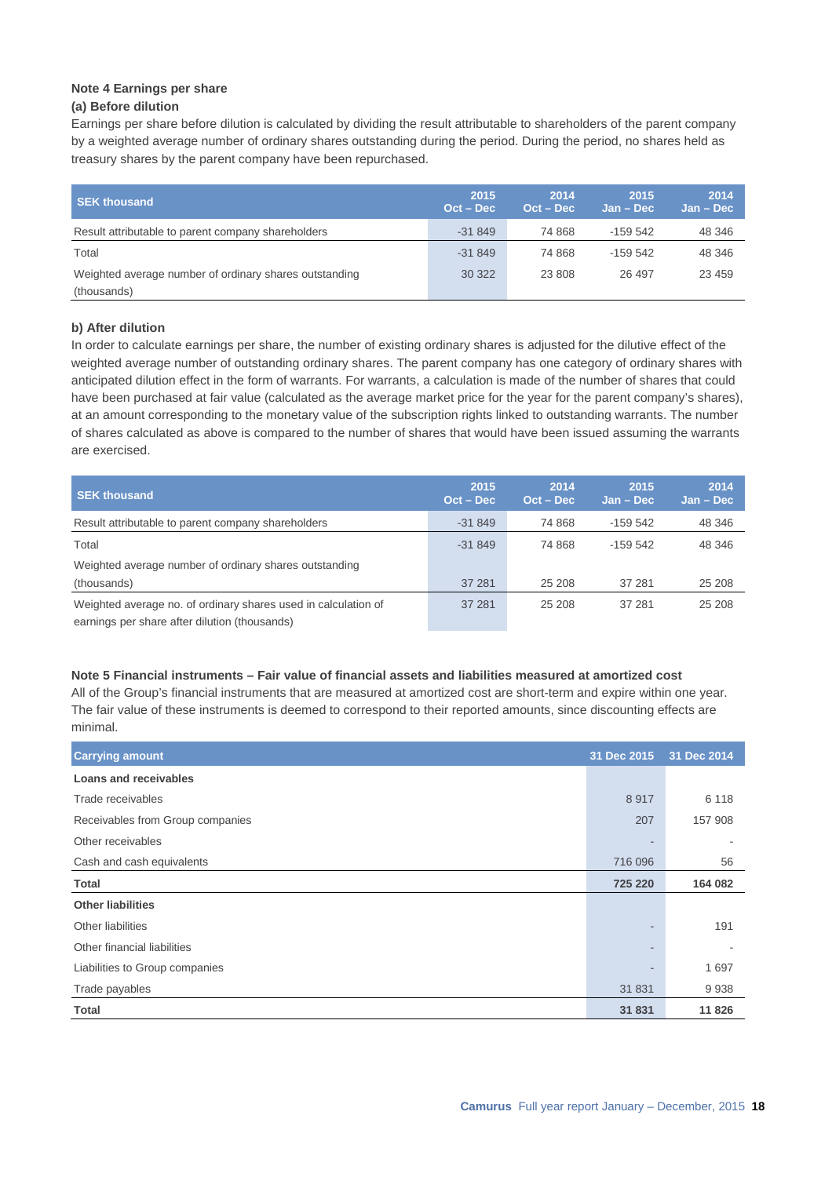### Note 4 Earnings per share

#### (a) Before dilution

Earnings per share before dilution is calculated by dividing the result attributable to shareholders of the parent company by a weighted average number of ordinary shares outstanding during the period. During the period, no shares held as treasury shares by the parent company have been repurchased.

| SEK thousand | 2015 Oct – Dec | 2014 Oct – Dec | 2015 Jan – Dec | 2014 Jan – Dec |
|---|---|---|---|---|
| Result attributable to parent company shareholders | -31 849 | 74 868 | -159 542 | 48 346 |
| Total | -31 849 | 74 868 | -159 542 | 48 346 |
| Weighted average number of ordinary shares outstanding (thousands) | 30 322 | 23 808 | 26 497 | 23 459 |

#### b) After dilution

In order to calculate earnings per share, the number of existing ordinary shares is adjusted for the dilutive effect of the weighted average number of outstanding ordinary shares. The parent company has one category of ordinary shares with anticipated dilution effect in the form of warrants. For warrants, a calculation is made of the number of shares that could have been purchased at fair value (calculated as the average market price for the year for the parent company's shares), at an amount corresponding to the monetary value of the subscription rights linked to outstanding warrants. The number of shares calculated as above is compared to the number of shares that would have been issued assuming the warrants are exercised.

| SEK thousand | 2015 Oct – Dec | 2014 Oct – Dec | 2015 Jan – Dec | 2014 Jan – Dec |
|---|---|---|---|---|
| Result attributable to parent company shareholders | -31 849 | 74 868 | -159 542 | 48 346 |
| Total | -31 849 | 74 868 | -159 542 | 48 346 |
| Weighted average number of ordinary shares outstanding (thousands) | 37 281 | 25 208 | 37 281 | 25 208 |
| Weighted average no. of ordinary shares used in calculation of earnings per share after dilution (thousands) | 37 281 | 25 208 | 37 281 | 25 208 |

### Note 5 Financial instruments – Fair value of financial assets and liabilities measured at amortized cost

All of the Group's financial instruments that are measured at amortized cost are short-term and expire within one year. The fair value of these instruments is deemed to correspond to their reported amounts, since discounting effects are minimal.

| Carrying amount | 31 Dec 2015 | 31 Dec 2014 |
|---|---|---|
| **Loans and receivables** | | |
| Trade receivables | 8 917 | 6 118 |
| Receivables from Group companies | 207 | 157 908 |
| Other receivables | - | - |
| Cash and cash equivalents | 716 096 | 56 |
| **Total** | **725 220** | **164 082** |
| **Other liabilities** | | |
| Other liabilities | - | 191 |
| Other financial liabilities | - | - |
| Liabilities to Group companies | - | 1 697 |
| Trade payables | 31 831 | 9 938 |
| **Total** | **31 831** | **11 826** |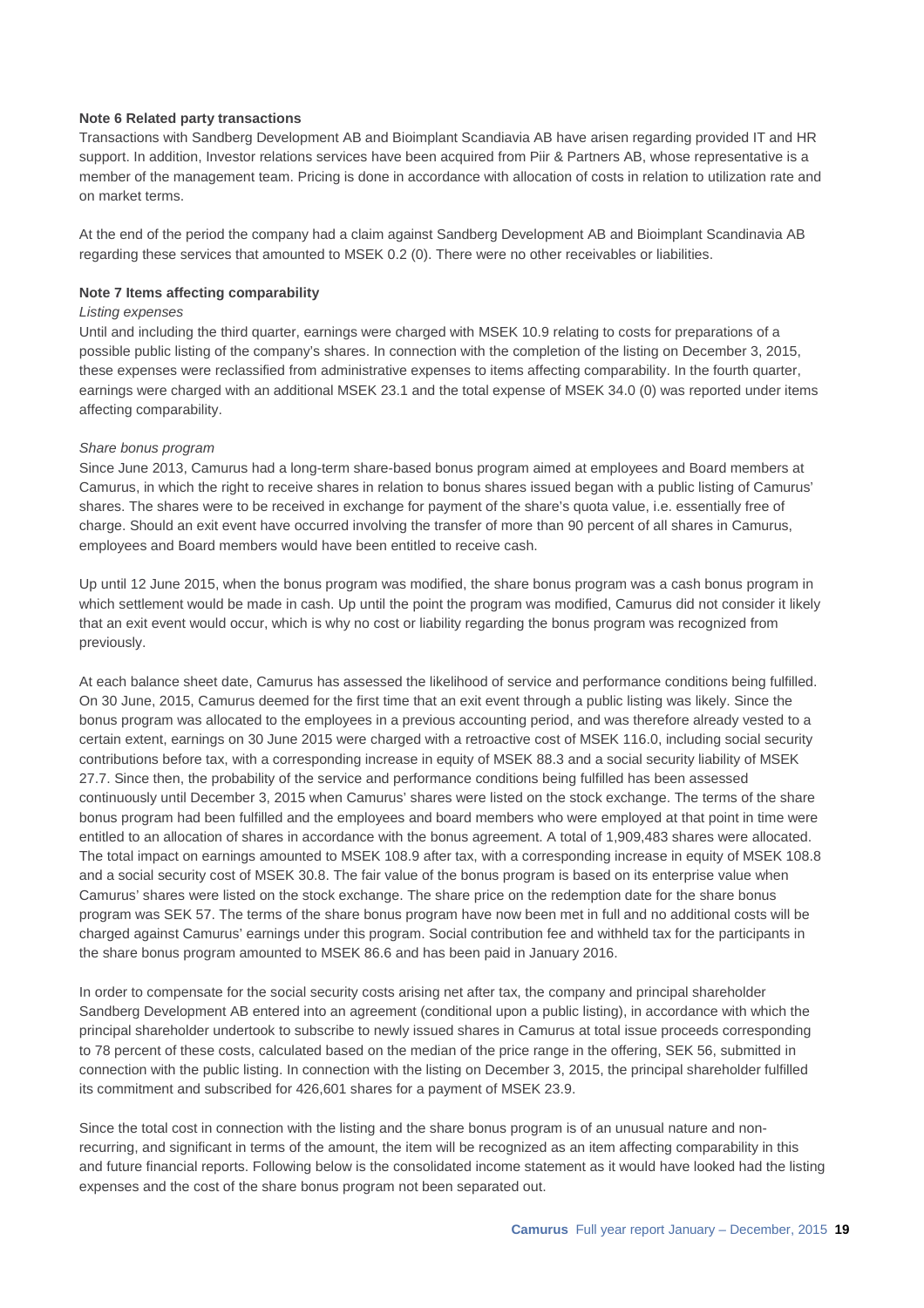**Note 6 Related party transactions**

Transactions with Sandberg Development AB and Bioimplant Scandiavia AB have arisen regarding provided IT and HR support. In addition, Investor relations services have been acquired from Piir & Partners AB, whose representative is a member of the management team. Pricing is done in accordance with allocation of costs in relation to utilization rate and on market terms.

At the end of the period the company had a claim against Sandberg Development AB and Bioimplant Scandinavia AB regarding these services that amounted to MSEK 0.2 (0). There were no other receivables or liabilities.

**Note 7 Items affecting comparability**

*Listing expenses*

Until and including the third quarter, earnings were charged with MSEK 10.9 relating to costs for preparations of a possible public listing of the company's shares. In connection with the completion of the listing on December 3, 2015, these expenses were reclassified from administrative expenses to items affecting comparability. In the fourth quarter, earnings were charged with an additional MSEK 23.1 and the total expense of MSEK 34.0 (0) was reported under items affecting comparability.

*Share bonus program*

Since June 2013, Camurus had a long-term share-based bonus program aimed at employees and Board members at Camurus, in which the right to receive shares in relation to bonus shares issued began with a public listing of Camurus' shares. The shares were to be received in exchange for payment of the share's quota value, i.e. essentially free of charge. Should an exit event have occurred involving the transfer of more than 90 percent of all shares in Camurus, employees and Board members would have been entitled to receive cash.

Up until 12 June 2015, when the bonus program was modified, the share bonus program was a cash bonus program in which settlement would be made in cash. Up until the point the program was modified, Camurus did not consider it likely that an exit event would occur, which is why no cost or liability regarding the bonus program was recognized from previously.

At each balance sheet date, Camurus has assessed the likelihood of service and performance conditions being fulfilled. On 30 June, 2015, Camurus deemed for the first time that an exit event through a public listing was likely. Since the bonus program was allocated to the employees in a previous accounting period, and was therefore already vested to a certain extent, earnings on 30 June 2015 were charged with a retroactive cost of MSEK 116.0, including social security contributions before tax, with a corresponding increase in equity of MSEK 88.3 and a social security liability of MSEK 27.7. Since then, the probability of the service and performance conditions being fulfilled has been assessed continuously until December 3, 2015 when Camurus' shares were listed on the stock exchange. The terms of the share bonus program had been fulfilled and the employees and board members who were employed at that point in time were entitled to an allocation of shares in accordance with the bonus agreement. A total of 1,909,483 shares were allocated. The total impact on earnings amounted to MSEK 108.9 after tax, with a corresponding increase in equity of MSEK 108.8 and a social security cost of MSEK 30.8. The fair value of the bonus program is based on its enterprise value when Camurus' shares were listed on the stock exchange. The share price on the redemption date for the share bonus program was SEK 57. The terms of the share bonus program have now been met in full and no additional costs will be charged against Camurus' earnings under this program. Social contribution fee and withheld tax for the participants in the share bonus program amounted to MSEK 86.6 and has been paid in January 2016.

In order to compensate for the social security costs arising net after tax, the company and principal shareholder Sandberg Development AB entered into an agreement (conditional upon a public listing), in accordance with which the principal shareholder undertook to subscribe to newly issued shares in Camurus at total issue proceeds corresponding to 78 percent of these costs, calculated based on the median of the price range in the offering, SEK 56, submitted in connection with the public listing. In connection with the listing on December 3, 2015, the principal shareholder fulfilled its commitment and subscribed for 426,601 shares for a payment of MSEK 23.9.

Since the total cost in connection with the listing and the share bonus program is of an unusual nature and non-recurring, and significant in terms of the amount, the item will be recognized as an item affecting comparability in this and future financial reports. Following below is the consolidated income statement as it would have looked had the listing expenses and the cost of the share bonus program not been separated out.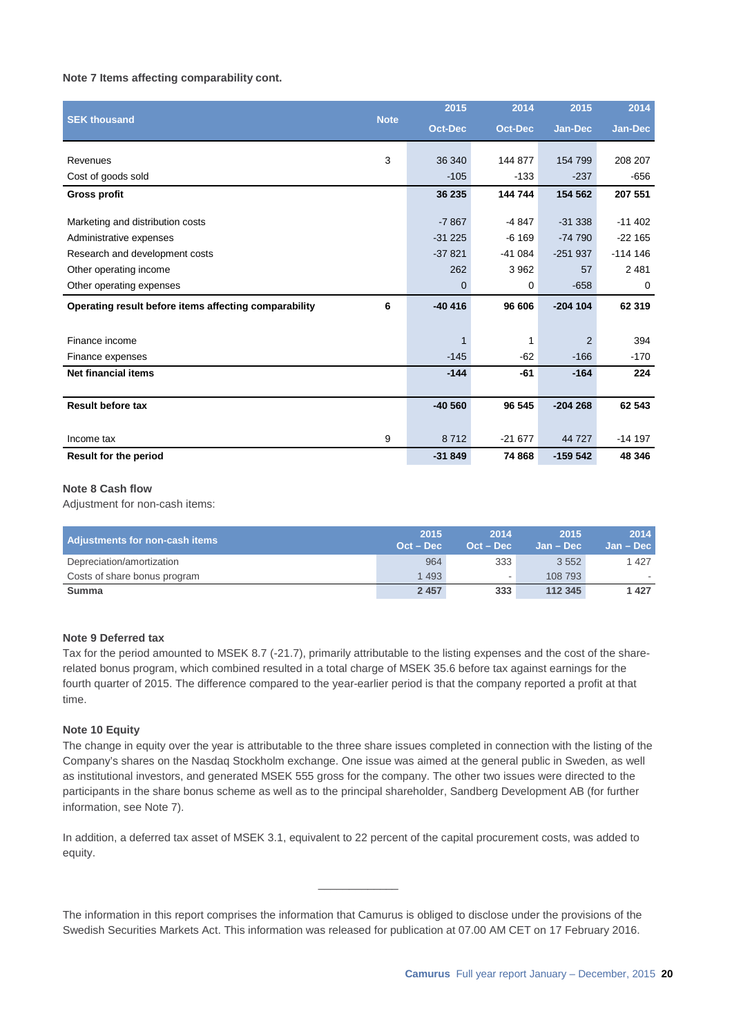**Note 7 Items affecting comparability cont.**

| SEK thousand | Note | 2015 Oct-Dec | 2014 Oct-Dec | 2015 Jan-Dec | 2014 Jan-Dec |
|---|---|---|---|---|---|
| Revenues | 3 | 36 340 | 144 877 | 154 799 | 208 207 |
| Cost of goods sold | | -105 | -133 | -237 | -656 |
| **Gross profit** | | **36 235** | **144 744** | **154 562** | **207 551** |
| Marketing and distribution costs | | -7 867 | -4 847 | -31 338 | -11 402 |
| Administrative expenses | | -31 225 | -6 169 | -74 790 | -22 165 |
| Research and development costs | | -37 821 | -41 084 | -251 937 | -114 146 |
| Other operating income | | 262 | 3 962 | 57 | 2 481 |
| Other operating expenses | | 0 | 0 | -658 | 0 |
| **Operating result before items affecting comparability** | **6** | **-40 416** | **96 606** | **-204 104** | **62 319** |
| Finance income | | 1 | 1 | 2 | 394 |
| Finance expenses | | -145 | -62 | -166 | -170 |
| **Net financial items** | | **-144** | **-61** | **-164** | **224** |
| **Result before tax** | | **-40 560** | **96 545** | **-204 268** | **62 543** |
| Income tax | 9 | 8 712 | -21 677 | 44 727 | -14 197 |
| **Result for the period** | | **-31 849** | **74 868** | **-159 542** | **48 346** |

**Note 8 Cash flow**

Adjustment for non-cash items:

| Adjustments for non-cash items | 2015 Oct – Dec | 2014 Oct – Dec | 2015 Jan – Dec | 2014 Jan – Dec |
|---|---|---|---|---|
| Depreciation/amortization | 964 | 333 | 3 552 | 1 427 |
| Costs of share bonus program | 1 493 | - | 108 793 | - |
| **Summa** | **2 457** | **333** | **112 345** | **1 427** |

**Note 9 Deferred tax**

Tax for the period amounted to MSEK 8.7 (-21.7), primarily attributable to the listing expenses and the cost of the share-related bonus program, which combined resulted in a total charge of MSEK 35.6 before tax against earnings for the fourth quarter of 2015. The difference compared to the year-earlier period is that the company reported a profit at that time.

**Note 10 Equity**

The change in equity over the year is attributable to the three share issues completed in connection with the listing of the Company's shares on the Nasdaq Stockholm exchange. One issue was aimed at the general public in Sweden, as well as institutional investors, and generated MSEK 555 gross for the company. The other two issues were directed to the participants in the share bonus scheme as well as to the principal shareholder, Sandberg Development AB (for further information, see Note 7).

In addition, a deferred tax asset of MSEK 3.1, equivalent to 22 percent of the capital procurement costs, was added to equity.

---

The information in this report comprises the information that Camurus is obliged to disclose under the provisions of the Swedish Securities Markets Act. This information was released for publication at 07.00 AM CET on 17 February 2016.